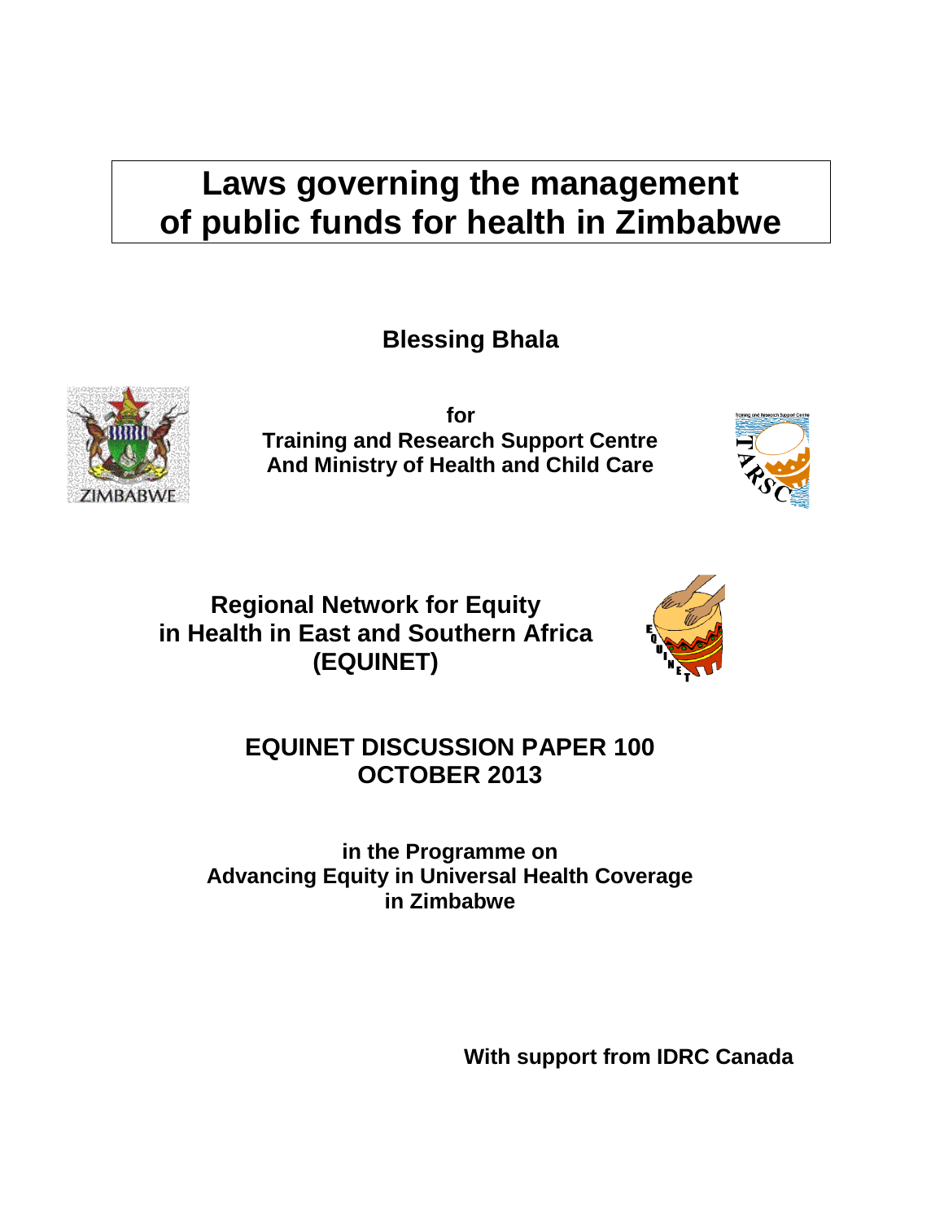# Laws governing the management of public funds for health in Zimbabwe

**Blessing Bhala**

**for**
**Training and Research Support Centre**
**And Ministry of Health and Child Care**

**Regional Network for Equity in Health in East and Southern Africa (EQUINET)**

**EQUINET DISCUSSION PAPER 100**
**OCTOBER 2013**

**in the Programme on**
**Advancing Equity in Universal Health Coverage in Zimbabwe**

**With support from IDRC Canada**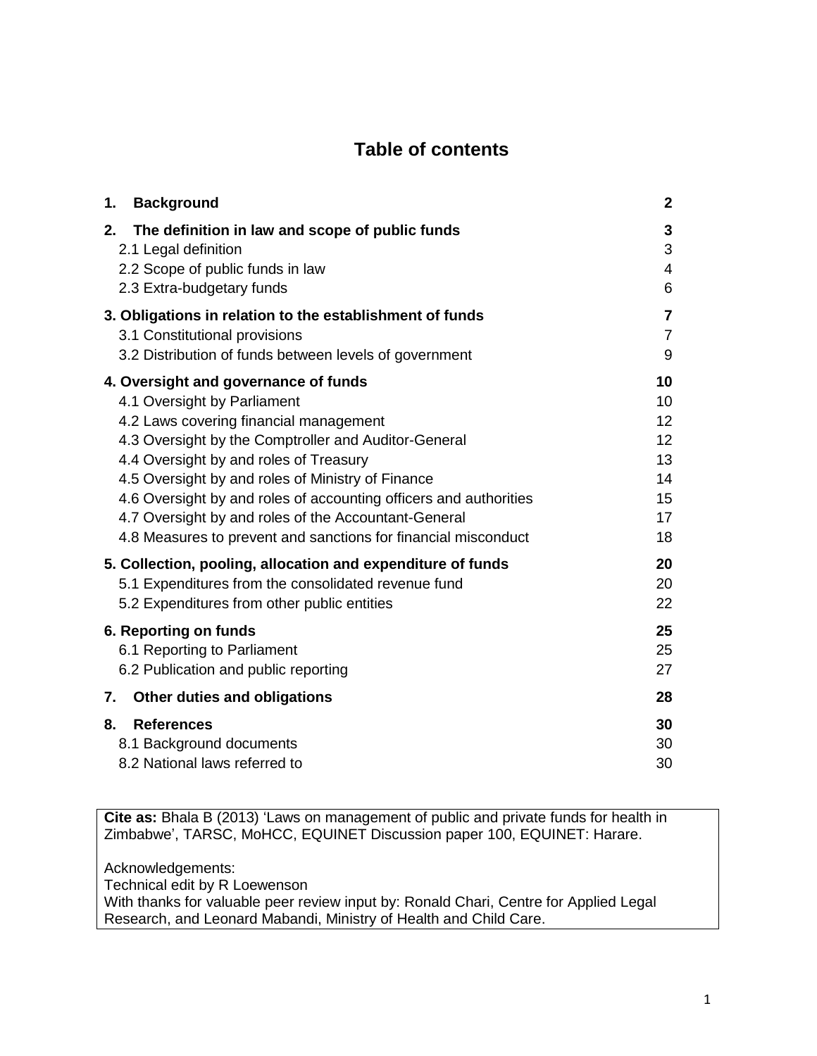# Table of contents

| | |
|---|---|
| **1. Background** | **2** |
| **2. The definition in law and scope of public funds** | **3** |
| 2.1 Legal definition | 3 |
| 2.2 Scope of public funds in law | 4 |
| 2.3 Extra-budgetary funds | 6 |
| **3. Obligations in relation to the establishment of funds** | **7** |
| 3.1 Constitutional provisions | 7 |
| 3.2 Distribution of funds between levels of government | 9 |
| **4. Oversight and governance of funds** | **10** |
| 4.1 Oversight by Parliament | 10 |
| 4.2 Laws covering financial management | 12 |
| 4.3 Oversight by the Comptroller and Auditor-General | 12 |
| 4.4 Oversight by and roles of Treasury | 13 |
| 4.5 Oversight by and roles of Ministry of Finance | 14 |
| 4.6 Oversight by and roles of accounting officers and authorities | 15 |
| 4.7 Oversight by and roles of the Accountant-General | 17 |
| 4.8 Measures to prevent and sanctions for financial misconduct | 18 |
| **5. Collection, pooling, allocation and expenditure of funds** | **20** |
| 5.1 Expenditures from the consolidated revenue fund | 20 |
| 5.2 Expenditures from other public entities | 22 |
| **6. Reporting on funds** | **25** |
| 6.1 Reporting to Parliament | 25 |
| 6.2 Publication and public reporting | 27 |
| **7. Other duties and obligations** | **28** |
| **8. References** | **30** |
| 8.1 Background documents | 30 |
| 8.2 National laws referred to | 30 |

**Cite as:** Bhala B (2013) 'Laws on management of public and private funds for health in Zimbabwe', TARSC, MoHCC, EQUINET Discussion paper 100, EQUINET: Harare.

Acknowledgements:
Technical edit by R Loewenson
With thanks for valuable peer review input by: Ronald Chari, Centre for Applied Legal Research, and Leonard Mabandi, Ministry of Health and Child Care.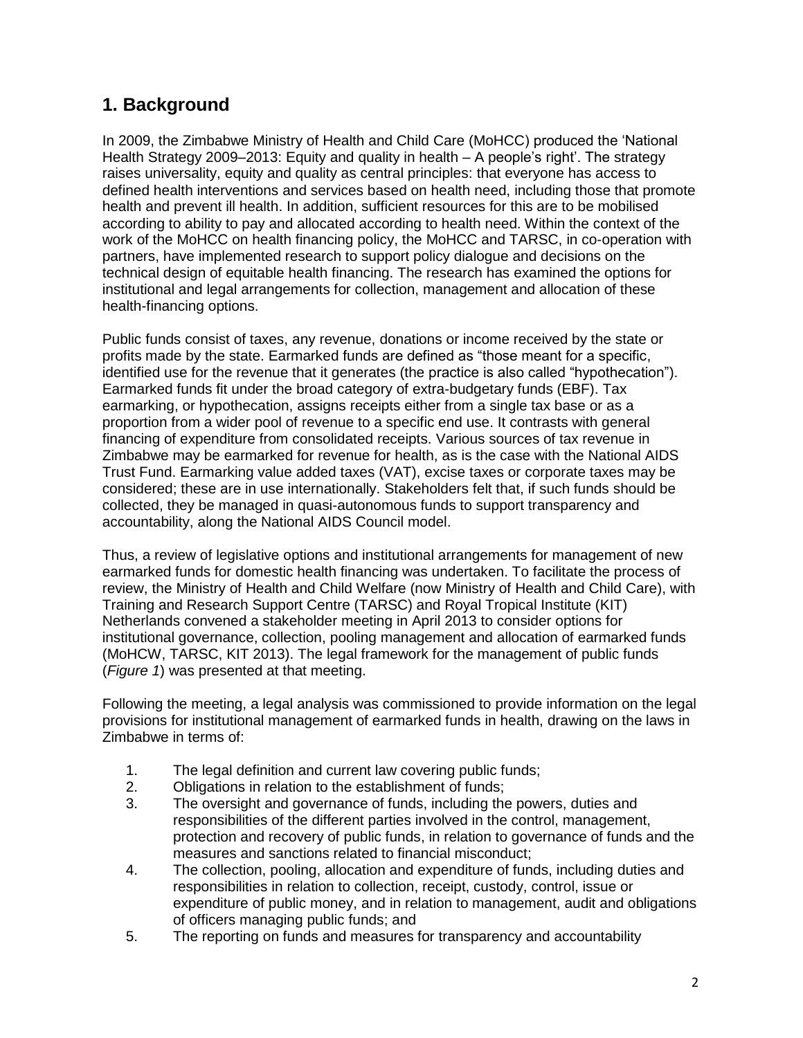## 1. Background

In 2009, the Zimbabwe Ministry of Health and Child Care (MoHCC) produced the 'National Health Strategy 2009–2013: Equity and quality in health – A people's right'. The strategy raises universality, equity and quality as central principles: that everyone has access to defined health interventions and services based on health need, including those that promote health and prevent ill health. In addition, sufficient resources for this are to be mobilised according to ability to pay and allocated according to health need. Within the context of the work of the MoHCC on health financing policy, the MoHCC and TARSC, in co-operation with partners, have implemented research to support policy dialogue and decisions on the technical design of equitable health financing. The research has examined the options for institutional and legal arrangements for collection, management and allocation of these health-financing options.

Public funds consist of taxes, any revenue, donations or income received by the state or profits made by the state. Earmarked funds are defined as "those meant for a specific, identified use for the revenue that it generates (the practice is also called "hypothecation"). Earmarked funds fit under the broad category of extra-budgetary funds (EBF). Tax earmarking, or hypothecation, assigns receipts either from a single tax base or as a proportion from a wider pool of revenue to a specific end use. It contrasts with general financing of expenditure from consolidated receipts. Various sources of tax revenue in Zimbabwe may be earmarked for revenue for health, as is the case with the National AIDS Trust Fund. Earmarking value added taxes (VAT), excise taxes or corporate taxes may be considered; these are in use internationally. Stakeholders felt that, if such funds should be collected, they be managed in quasi-autonomous funds to support transparency and accountability, along the National AIDS Council model.

Thus, a review of legislative options and institutional arrangements for management of new earmarked funds for domestic health financing was undertaken. To facilitate the process of review, the Ministry of Health and Child Welfare (now Ministry of Health and Child Care), with Training and Research Support Centre (TARSC) and Royal Tropical Institute (KIT) Netherlands convened a stakeholder meeting in April 2013 to consider options for institutional governance, collection, pooling management and allocation of earmarked funds (MoHCW, TARSC, KIT 2013). The legal framework for the management of public funds (*Figure 1*) was presented at that meeting.

Following the meeting, a legal analysis was commissioned to provide information on the legal provisions for institutional management of earmarked funds in health, drawing on the laws in Zimbabwe in terms of:

1. The legal definition and current law covering public funds;
2. Obligations in relation to the establishment of funds;
3. The oversight and governance of funds, including the powers, duties and responsibilities of the different parties involved in the control, management, protection and recovery of public funds, in relation to governance of funds and the measures and sanctions related to financial misconduct;
4. The collection, pooling, allocation and expenditure of funds, including duties and responsibilities in relation to collection, receipt, custody, control, issue or expenditure of public money, and in relation to management, audit and obligations of officers managing public funds; and
5. The reporting on funds and measures for transparency and accountability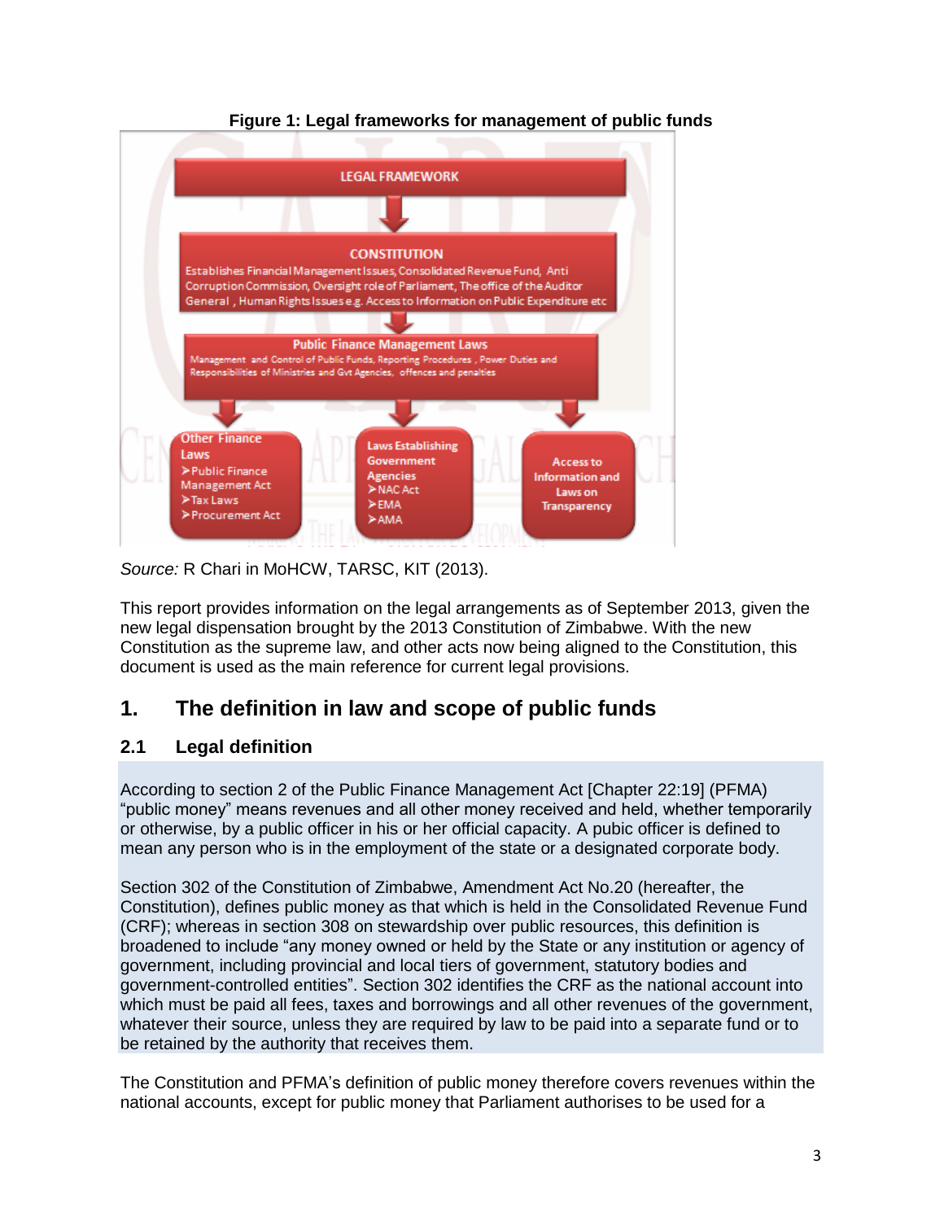**Figure 1: Legal frameworks for management of public funds**

LEGAL FRAMEWORK

CONSTITUTION
Establishes Financial Management Issues, Consolidated Revenue Fund, Anti Corruption Commission, Oversight role of Parliament, The office of the Auditor General, Human Rights Issues e.g. Access to Information on Public Expenditure etc

Public Finance Management Laws
Management and Control of Public Funds, Reporting Procedures, Power Duties and Responsibilities of Ministries and Gvt Agencies, offences and penalties

Other Finance Laws
- Public Finance Management Act
- Tax Laws
- Procurement Act

Laws Establishing Government Agencies
- NAC Act
- EMA
- AMA

Access to Information and Laws on Transparency

*Source:* R Chari in MoHCW, TARSC, KIT (2013).

This report provides information on the legal arrangements as of September 2013, given the new legal dispensation brought by the 2013 Constitution of Zimbabwe. With the new Constitution as the supreme law, and other acts now being aligned to the Constitution, this document is used as the main reference for current legal provisions.

## 1. The definition in law and scope of public funds

### 2.1 Legal definition

According to section 2 of the Public Finance Management Act [Chapter 22:19] (PFMA) "public money" means revenues and all other money received and held, whether temporarily or otherwise, by a public officer in his or her official capacity. A pubic officer is defined to mean any person who is in the employment of the state or a designated corporate body.

Section 302 of the Constitution of Zimbabwe, Amendment Act No.20 (hereafter, the Constitution), defines public money as that which is held in the Consolidated Revenue Fund (CRF); whereas in section 308 on stewardship over public resources, this definition is broadened to include "any money owned or held by the State or any institution or agency of government, including provincial and local tiers of government, statutory bodies and government-controlled entities". Section 302 identifies the CRF as the national account into which must be paid all fees, taxes and borrowings and all other revenues of the government, whatever their source, unless they are required by law to be paid into a separate fund or to be retained by the authority that receives them.

The Constitution and PFMA's definition of public money therefore covers revenues within the national accounts, except for public money that Parliament authorises to be used for a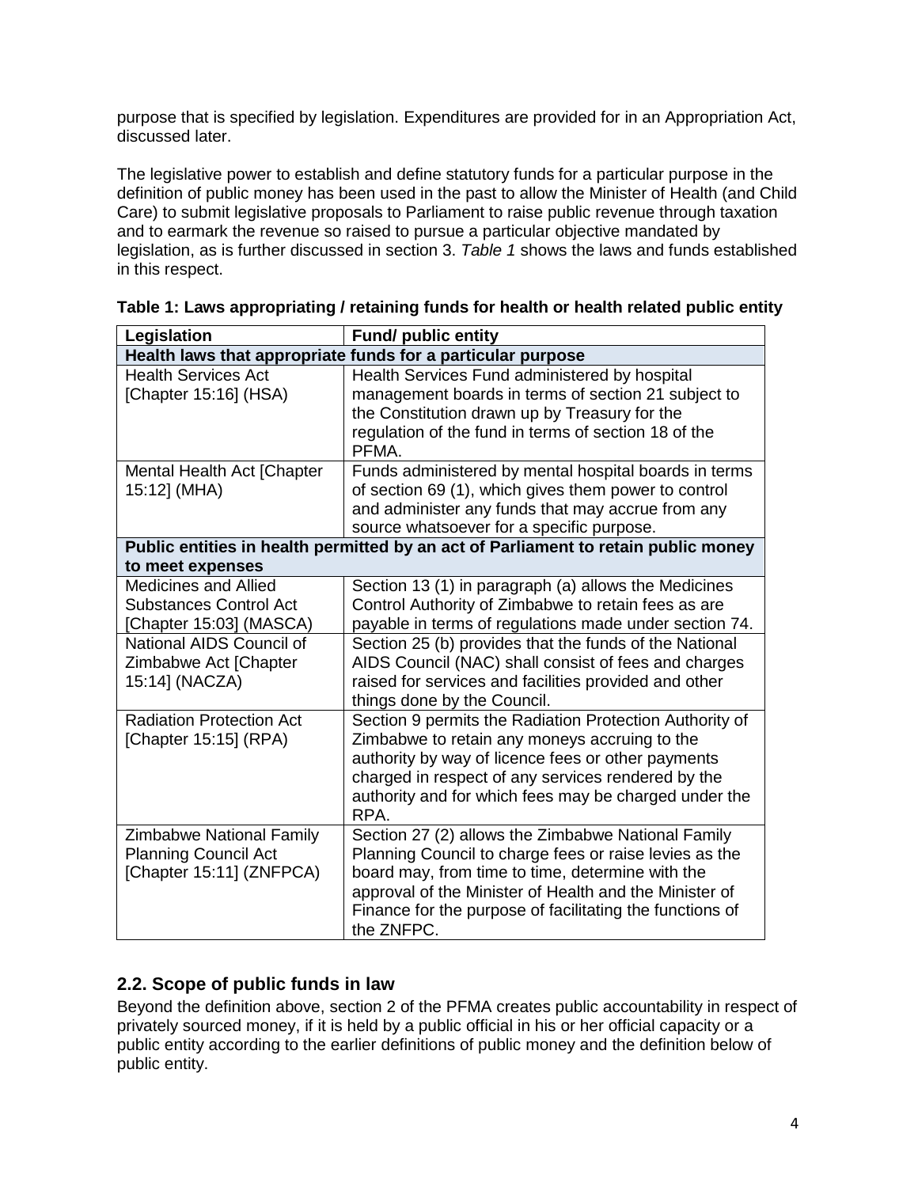purpose that is specified by legislation. Expenditures are provided for in an Appropriation Act, discussed later.

The legislative power to establish and define statutory funds for a particular purpose in the definition of public money has been used in the past to allow the Minister of Health (and Child Care) to submit legislative proposals to Parliament to raise public revenue through taxation and to earmark the revenue so raised to pursue a particular objective mandated by legislation, as is further discussed in section 3. *Table 1* shows the laws and funds established in this respect.

**Table 1: Laws appropriating / retaining funds for health or health related public entity**

| Legislation | Fund/ public entity |
|---|---|
| **Health laws that appropriate funds for a particular purpose** | |
| Health Services Act [Chapter 15:16] (HSA) | Health Services Fund administered by hospital management boards in terms of section 21 subject to the Constitution drawn up by Treasury for the regulation of the fund in terms of section 18 of the PFMA. |
| Mental Health Act [Chapter 15:12] (MHA) | Funds administered by mental hospital boards in terms of section 69 (1), which gives them power to control and administer any funds that may accrue from any source whatsoever for a specific purpose. |
| **Public entities in health permitted by an act of Parliament to retain public money to meet expenses** | |
| Medicines and Allied Substances Control Act [Chapter 15:03] (MASCA) | Section 13 (1) in paragraph (a) allows the Medicines Control Authority of Zimbabwe to retain fees as are payable in terms of regulations made under section 74. |
| National AIDS Council of Zimbabwe Act [Chapter 15:14] (NACZA) | Section 25 (b) provides that the funds of the National AIDS Council (NAC) shall consist of fees and charges raised for services and facilities provided and other things done by the Council. |
| Radiation Protection Act [Chapter 15:15] (RPA) | Section 9 permits the Radiation Protection Authority of Zimbabwe to retain any moneys accruing to the authority by way of licence fees or other payments charged in respect of any services rendered by the authority and for which fees may be charged under the RPA. |
| Zimbabwe National Family Planning Council Act [Chapter 15:11] (ZNFPCA) | Section 27 (2) allows the Zimbabwe National Family Planning Council to charge fees or raise levies as the board may, from time to time, determine with the approval of the Minister of Health and the Minister of Finance for the purpose of facilitating the functions of the ZNFPC. |

## 2.2. Scope of public funds in law

Beyond the definition above, section 2 of the PFMA creates public accountability in respect of privately sourced money, if it is held by a public official in his or her official capacity or a public entity according to the earlier definitions of public money and the definition below of public entity.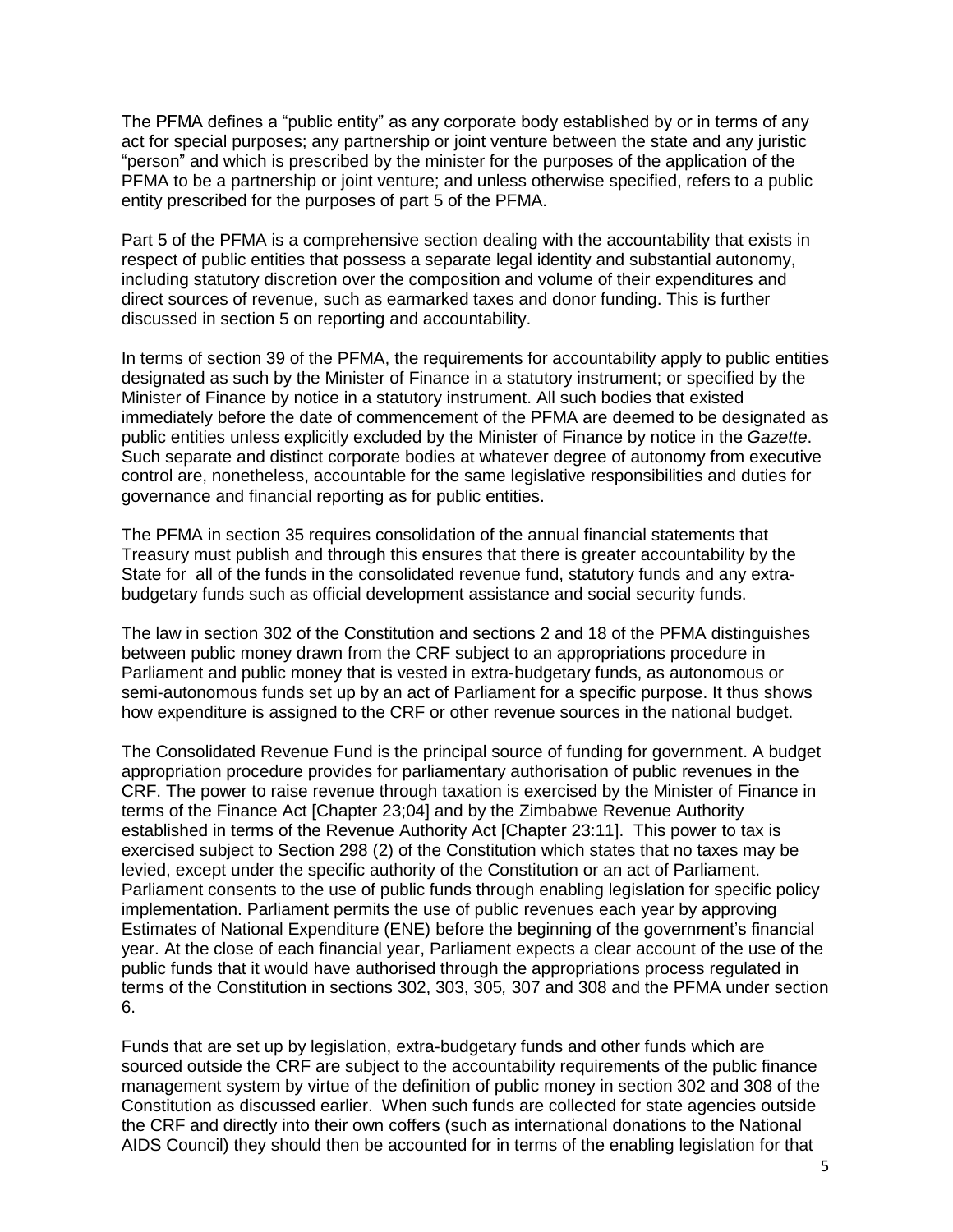The PFMA defines a "public entity" as any corporate body established by or in terms of any act for special purposes; any partnership or joint venture between the state and any juristic "person" and which is prescribed by the minister for the purposes of the application of the PFMA to be a partnership or joint venture; and unless otherwise specified, refers to a public entity prescribed for the purposes of part 5 of the PFMA.

Part 5 of the PFMA is a comprehensive section dealing with the accountability that exists in respect of public entities that possess a separate legal identity and substantial autonomy, including statutory discretion over the composition and volume of their expenditures and direct sources of revenue, such as earmarked taxes and donor funding. This is further discussed in section 5 on reporting and accountability.

In terms of section 39 of the PFMA, the requirements for accountability apply to public entities designated as such by the Minister of Finance in a statutory instrument; or specified by the Minister of Finance by notice in a statutory instrument. All such bodies that existed immediately before the date of commencement of the PFMA are deemed to be designated as public entities unless explicitly excluded by the Minister of Finance by notice in the *Gazette*. Such separate and distinct corporate bodies at whatever degree of autonomy from executive control are, nonetheless, accountable for the same legislative responsibilities and duties for governance and financial reporting as for public entities.

The PFMA in section 35 requires consolidation of the annual financial statements that Treasury must publish and through this ensures that there is greater accountability by the State for all of the funds in the consolidated revenue fund, statutory funds and any extra-budgetary funds such as official development assistance and social security funds.

The law in section 302 of the Constitution and sections 2 and 18 of the PFMA distinguishes between public money drawn from the CRF subject to an appropriations procedure in Parliament and public money that is vested in extra-budgetary funds, as autonomous or semi-autonomous funds set up by an act of Parliament for a specific purpose. It thus shows how expenditure is assigned to the CRF or other revenue sources in the national budget.

The Consolidated Revenue Fund is the principal source of funding for government. A budget appropriation procedure provides for parliamentary authorisation of public revenues in the CRF. The power to raise revenue through taxation is exercised by the Minister of Finance in terms of the Finance Act [Chapter 23;04] and by the Zimbabwe Revenue Authority established in terms of the Revenue Authority Act [Chapter 23:11]. This power to tax is exercised subject to Section 298 (2) of the Constitution which states that no taxes may be levied, except under the specific authority of the Constitution or an act of Parliament. Parliament consents to the use of public funds through enabling legislation for specific policy implementation. Parliament permits the use of public revenues each year by approving Estimates of National Expenditure (ENE) before the beginning of the government's financial year. At the close of each financial year, Parliament expects a clear account of the use of the public funds that it would have authorised through the appropriations process regulated in terms of the Constitution in sections 302, 303, 305*,* 307 and 308 and the PFMA under section 6.

Funds that are set up by legislation, extra-budgetary funds and other funds which are sourced outside the CRF are subject to the accountability requirements of the public finance management system by virtue of the definition of public money in section 302 and 308 of the Constitution as discussed earlier. When such funds are collected for state agencies outside the CRF and directly into their own coffers (such as international donations to the National AIDS Council) they should then be accounted for in terms of the enabling legislation for that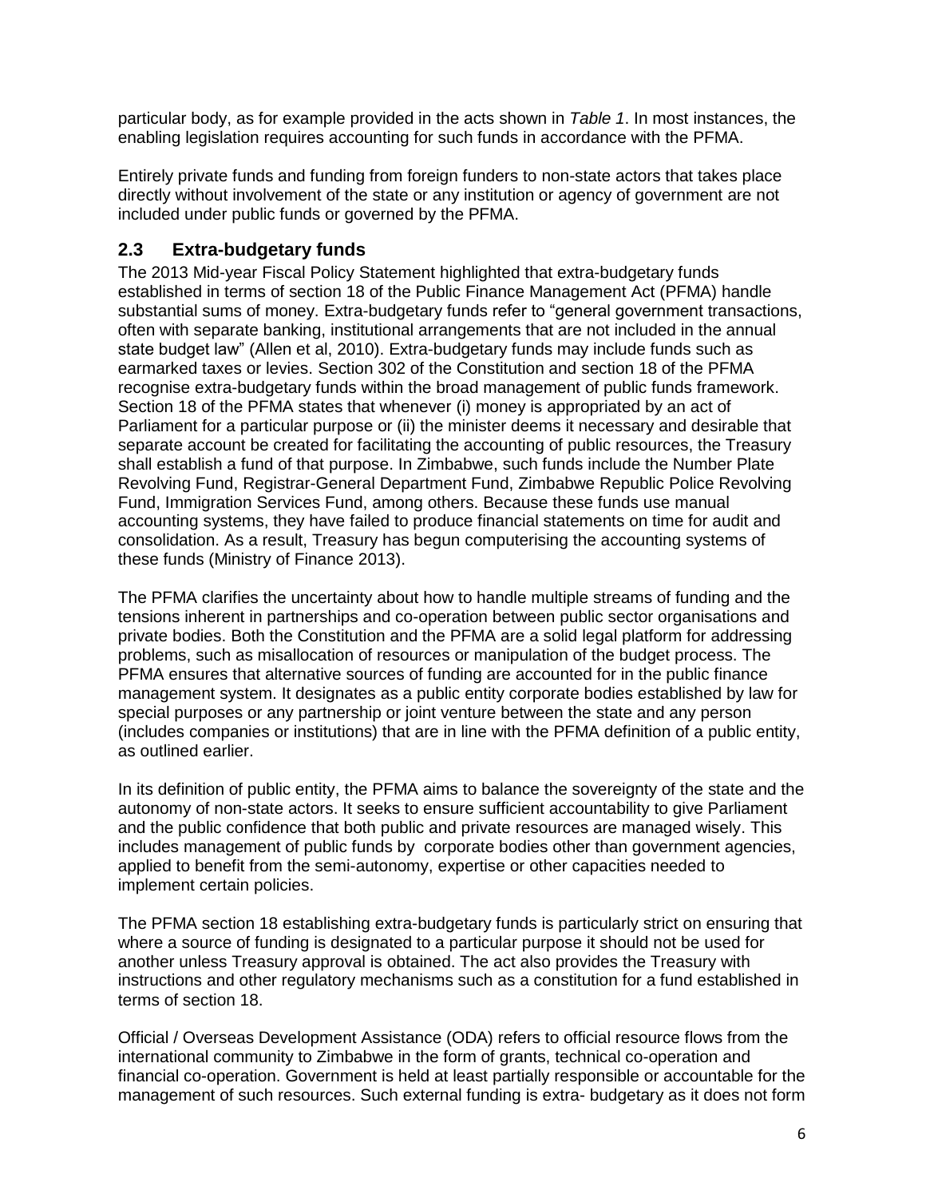particular body, as for example provided in the acts shown in *Table 1*. In most instances, the enabling legislation requires accounting for such funds in accordance with the PFMA.

Entirely private funds and funding from foreign funders to non-state actors that takes place directly without involvement of the state or any institution or agency of government are not included under public funds or governed by the PFMA.

## 2.3 Extra-budgetary funds

The 2013 Mid-year Fiscal Policy Statement highlighted that extra-budgetary funds established in terms of section 18 of the Public Finance Management Act (PFMA) handle substantial sums of money. Extra-budgetary funds refer to "general government transactions, often with separate banking, institutional arrangements that are not included in the annual state budget law" (Allen et al, 2010). Extra-budgetary funds may include funds such as earmarked taxes or levies. Section 302 of the Constitution and section 18 of the PFMA recognise extra-budgetary funds within the broad management of public funds framework. Section 18 of the PFMA states that whenever (i) money is appropriated by an act of Parliament for a particular purpose or (ii) the minister deems it necessary and desirable that separate account be created for facilitating the accounting of public resources, the Treasury shall establish a fund of that purpose. In Zimbabwe, such funds include the Number Plate Revolving Fund, Registrar-General Department Fund, Zimbabwe Republic Police Revolving Fund, Immigration Services Fund, among others. Because these funds use manual accounting systems, they have failed to produce financial statements on time for audit and consolidation. As a result, Treasury has begun computerising the accounting systems of these funds (Ministry of Finance 2013).

The PFMA clarifies the uncertainty about how to handle multiple streams of funding and the tensions inherent in partnerships and co-operation between public sector organisations and private bodies. Both the Constitution and the PFMA are a solid legal platform for addressing problems, such as misallocation of resources or manipulation of the budget process. The PFMA ensures that alternative sources of funding are accounted for in the public finance management system. It designates as a public entity corporate bodies established by law for special purposes or any partnership or joint venture between the state and any person (includes companies or institutions) that are in line with the PFMA definition of a public entity, as outlined earlier.

In its definition of public entity, the PFMA aims to balance the sovereignty of the state and the autonomy of non-state actors. It seeks to ensure sufficient accountability to give Parliament and the public confidence that both public and private resources are managed wisely. This includes management of public funds by corporate bodies other than government agencies, applied to benefit from the semi-autonomy, expertise or other capacities needed to implement certain policies.

The PFMA section 18 establishing extra-budgetary funds is particularly strict on ensuring that where a source of funding is designated to a particular purpose it should not be used for another unless Treasury approval is obtained. The act also provides the Treasury with instructions and other regulatory mechanisms such as a constitution for a fund established in terms of section 18.

Official / Overseas Development Assistance (ODA) refers to official resource flows from the international community to Zimbabwe in the form of grants, technical co-operation and financial co-operation. Government is held at least partially responsible or accountable for the management of such resources. Such external funding is extra- budgetary as it does not form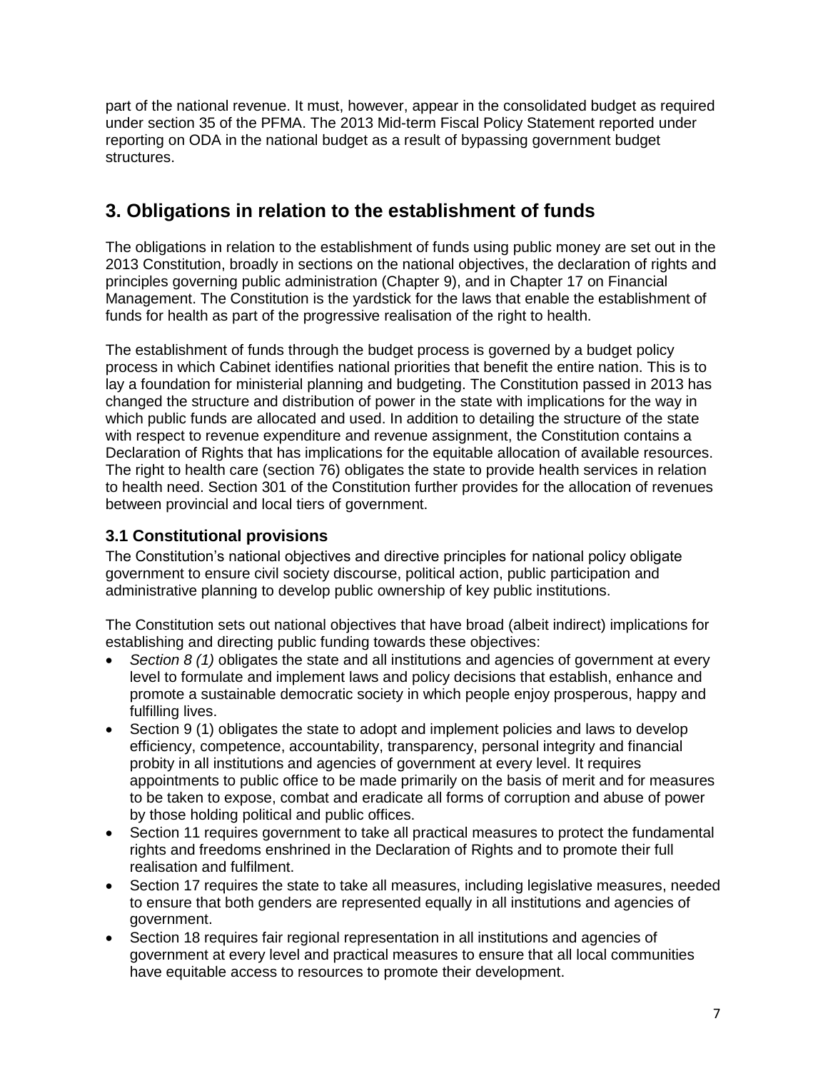part of the national revenue. It must, however, appear in the consolidated budget as required under section 35 of the PFMA. The 2013 Mid-term Fiscal Policy Statement reported under reporting on ODA in the national budget as a result of bypassing government budget structures.

## 3. Obligations in relation to the establishment of funds

The obligations in relation to the establishment of funds using public money are set out in the 2013 Constitution, broadly in sections on the national objectives, the declaration of rights and principles governing public administration (Chapter 9), and in Chapter 17 on Financial Management. The Constitution is the yardstick for the laws that enable the establishment of funds for health as part of the progressive realisation of the right to health.

The establishment of funds through the budget process is governed by a budget policy process in which Cabinet identifies national priorities that benefit the entire nation. This is to lay a foundation for ministerial planning and budgeting. The Constitution passed in 2013 has changed the structure and distribution of power in the state with implications for the way in which public funds are allocated and used. In addition to detailing the structure of the state with respect to revenue expenditure and revenue assignment, the Constitution contains a Declaration of Rights that has implications for the equitable allocation of available resources. The right to health care (section 76) obligates the state to provide health services in relation to health need. Section 301 of the Constitution further provides for the allocation of revenues between provincial and local tiers of government.

### 3.1 Constitutional provisions

The Constitution's national objectives and directive principles for national policy obligate government to ensure civil society discourse, political action, public participation and administrative planning to develop public ownership of key public institutions.

The Constitution sets out national objectives that have broad (albeit indirect) implications for establishing and directing public funding towards these objectives:

- *Section 8 (1)* obligates the state and all institutions and agencies of government at every level to formulate and implement laws and policy decisions that establish, enhance and promote a sustainable democratic society in which people enjoy prosperous, happy and fulfilling lives.
- Section 9 (1) obligates the state to adopt and implement policies and laws to develop efficiency, competence, accountability, transparency, personal integrity and financial probity in all institutions and agencies of government at every level. It requires appointments to public office to be made primarily on the basis of merit and for measures to be taken to expose, combat and eradicate all forms of corruption and abuse of power by those holding political and public offices.
- Section 11 requires government to take all practical measures to protect the fundamental rights and freedoms enshrined in the Declaration of Rights and to promote their full realisation and fulfilment.
- Section 17 requires the state to take all measures, including legislative measures, needed to ensure that both genders are represented equally in all institutions and agencies of government.
- Section 18 requires fair regional representation in all institutions and agencies of government at every level and practical measures to ensure that all local communities have equitable access to resources to promote their development.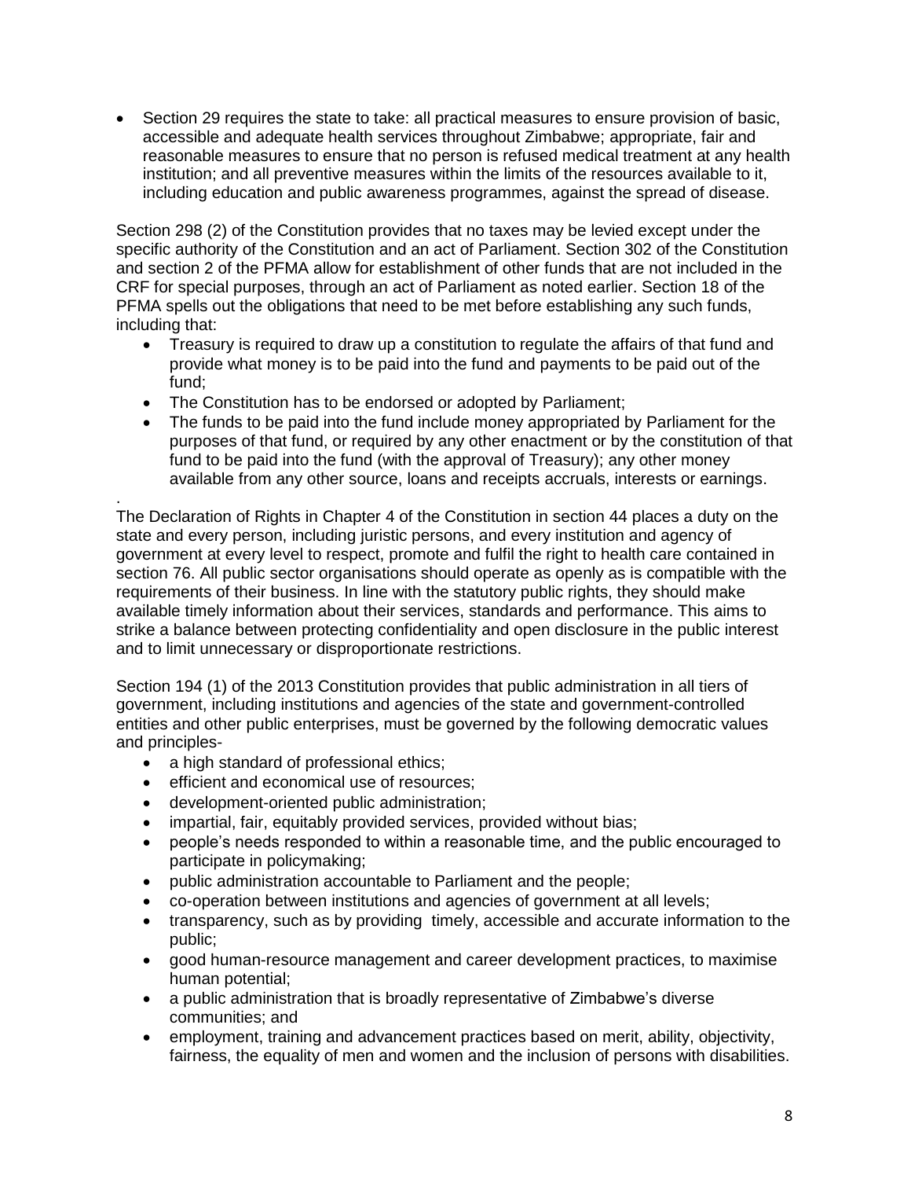- Section 29 requires the state to take: all practical measures to ensure provision of basic, accessible and adequate health services throughout Zimbabwe; appropriate, fair and reasonable measures to ensure that no person is refused medical treatment at any health institution; and all preventive measures within the limits of the resources available to it, including education and public awareness programmes, against the spread of disease.

Section 298 (2) of the Constitution provides that no taxes may be levied except under the specific authority of the Constitution and an act of Parliament. Section 302 of the Constitution and section 2 of the PFMA allow for establishment of other funds that are not included in the CRF for special purposes, through an act of Parliament as noted earlier. Section 18 of the PFMA spells out the obligations that need to be met before establishing any such funds, including that:

- Treasury is required to draw up a constitution to regulate the affairs of that fund and provide what money is to be paid into the fund and payments to be paid out of the fund;
- The Constitution has to be endorsed or adopted by Parliament;
- The funds to be paid into the fund include money appropriated by Parliament for the purposes of that fund, or required by any other enactment or by the constitution of that fund to be paid into the fund (with the approval of Treasury); any other money available from any other source, loans and receipts accruals, interests or earnings.

.
The Declaration of Rights in Chapter 4 of the Constitution in section 44 places a duty on the state and every person, including juristic persons, and every institution and agency of government at every level to respect, promote and fulfil the right to health care contained in section 76. All public sector organisations should operate as openly as is compatible with the requirements of their business. In line with the statutory public rights, they should make available timely information about their services, standards and performance. This aims to strike a balance between protecting confidentiality and open disclosure in the public interest and to limit unnecessary or disproportionate restrictions.

Section 194 (1) of the 2013 Constitution provides that public administration in all tiers of government, including institutions and agencies of the state and government-controlled entities and other public enterprises, must be governed by the following democratic values and principles-

- a high standard of professional ethics;
- efficient and economical use of resources;
- development-oriented public administration;
- impartial, fair, equitably provided services, provided without bias;
- people's needs responded to within a reasonable time, and the public encouraged to participate in policymaking;
- public administration accountable to Parliament and the people;
- co-operation between institutions and agencies of government at all levels;
- transparency, such as by providing timely, accessible and accurate information to the public;
- good human-resource management and career development practices, to maximise human potential;
- a public administration that is broadly representative of Zimbabwe's diverse communities; and
- employment, training and advancement practices based on merit, ability, objectivity, fairness, the equality of men and women and the inclusion of persons with disabilities.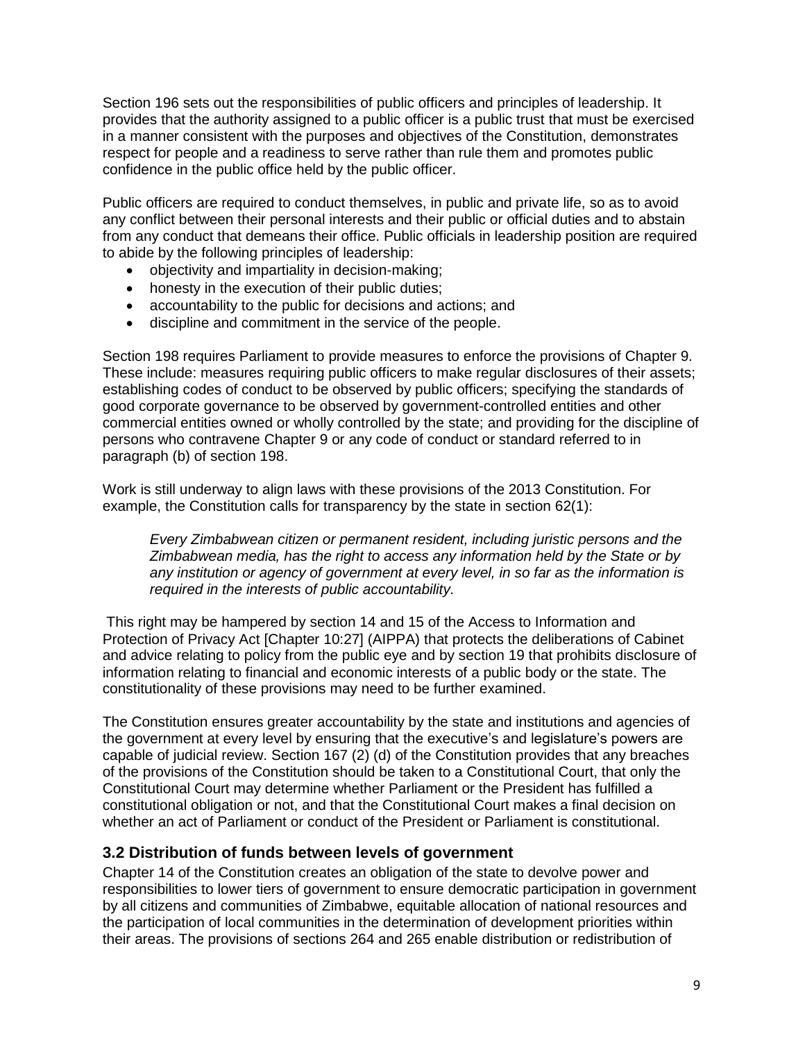Section 196 sets out the responsibilities of public officers and principles of leadership. It provides that the authority assigned to a public officer is a public trust that must be exercised in a manner consistent with the purposes and objectives of the Constitution, demonstrates respect for people and a readiness to serve rather than rule them and promotes public confidence in the public office held by the public officer.

Public officers are required to conduct themselves, in public and private life, so as to avoid any conflict between their personal interests and their public or official duties and to abstain from any conduct that demeans their office. Public officials in leadership position are required to abide by the following principles of leadership:

- objectivity and impartiality in decision-making;
- honesty in the execution of their public duties;
- accountability to the public for decisions and actions; and
- discipline and commitment in the service of the people.

Section 198 requires Parliament to provide measures to enforce the provisions of Chapter 9. These include: measures requiring public officers to make regular disclosures of their assets; establishing codes of conduct to be observed by public officers; specifying the standards of good corporate governance to be observed by government-controlled entities and other commercial entities owned or wholly controlled by the state; and providing for the discipline of persons who contravene Chapter 9 or any code of conduct or standard referred to in paragraph (b) of section 198.

Work is still underway to align laws with these provisions of the 2013 Constitution. For example, the Constitution calls for transparency by the state in section 62(1):

> *Every Zimbabwean citizen or permanent resident, including juristic persons and the Zimbabwean media, has the right to access any information held by the State or by any institution or agency of government at every level, in so far as the information is required in the interests of public accountability.*

This right may be hampered by section 14 and 15 of the Access to Information and Protection of Privacy Act [Chapter 10:27] (AIPPA) that protects the deliberations of Cabinet and advice relating to policy from the public eye and by section 19 that prohibits disclosure of information relating to financial and economic interests of a public body or the state. The constitutionality of these provisions may need to be further examined.

The Constitution ensures greater accountability by the state and institutions and agencies of the government at every level by ensuring that the executive's and legislature's powers are capable of judicial review. Section 167 (2) (d) of the Constitution provides that any breaches of the provisions of the Constitution should be taken to a Constitutional Court, that only the Constitutional Court may determine whether Parliament or the President has fulfilled a constitutional obligation or not, and that the Constitutional Court makes a final decision on whether an act of Parliament or conduct of the President or Parliament is constitutional.

## 3.2 Distribution of funds between levels of government

Chapter 14 of the Constitution creates an obligation of the state to devolve power and responsibilities to lower tiers of government to ensure democratic participation in government by all citizens and communities of Zimbabwe, equitable allocation of national resources and the participation of local communities in the determination of development priorities within their areas. The provisions of sections 264 and 265 enable distribution or redistribution of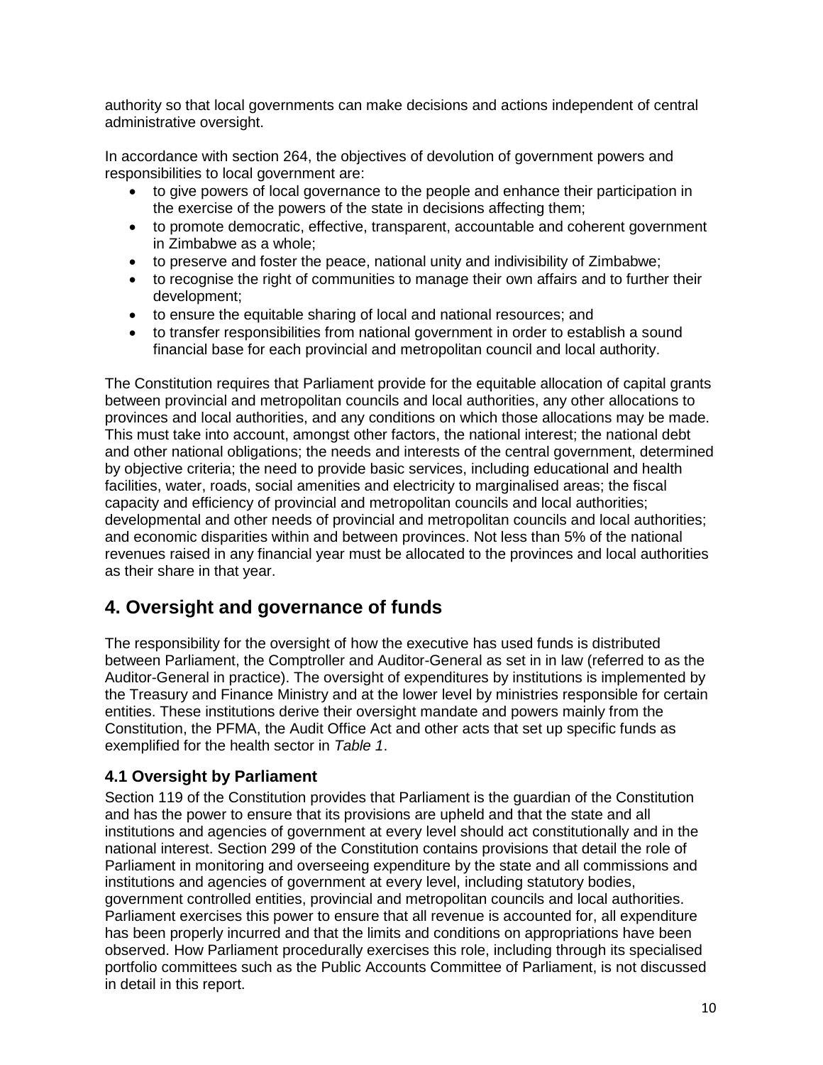authority so that local governments can make decisions and actions independent of central administrative oversight.

In accordance with section 264, the objectives of devolution of government powers and responsibilities to local government are:

- to give powers of local governance to the people and enhance their participation in the exercise of the powers of the state in decisions affecting them;
- to promote democratic, effective, transparent, accountable and coherent government in Zimbabwe as a whole;
- to preserve and foster the peace, national unity and indivisibility of Zimbabwe;
- to recognise the right of communities to manage their own affairs and to further their development;
- to ensure the equitable sharing of local and national resources; and
- to transfer responsibilities from national government in order to establish a sound financial base for each provincial and metropolitan council and local authority.

The Constitution requires that Parliament provide for the equitable allocation of capital grants between provincial and metropolitan councils and local authorities, any other allocations to provinces and local authorities, and any conditions on which those allocations may be made. This must take into account, amongst other factors, the national interest; the national debt and other national obligations; the needs and interests of the central government, determined by objective criteria; the need to provide basic services, including educational and health facilities, water, roads, social amenities and electricity to marginalised areas; the fiscal capacity and efficiency of provincial and metropolitan councils and local authorities; developmental and other needs of provincial and metropolitan councils and local authorities; and economic disparities within and between provinces. Not less than 5% of the national revenues raised in any financial year must be allocated to the provinces and local authorities as their share in that year.

## 4. Oversight and governance of funds

The responsibility for the oversight of how the executive has used funds is distributed between Parliament, the Comptroller and Auditor-General as set in in law (referred to as the Auditor-General in practice). The oversight of expenditures by institutions is implemented by the Treasury and Finance Ministry and at the lower level by ministries responsible for certain entities. These institutions derive their oversight mandate and powers mainly from the Constitution, the PFMA, the Audit Office Act and other acts that set up specific funds as exemplified for the health sector in *Table 1*.

### 4.1 Oversight by Parliament

Section 119 of the Constitution provides that Parliament is the guardian of the Constitution and has the power to ensure that its provisions are upheld and that the state and all institutions and agencies of government at every level should act constitutionally and in the national interest. Section 299 of the Constitution contains provisions that detail the role of Parliament in monitoring and overseeing expenditure by the state and all commissions and institutions and agencies of government at every level, including statutory bodies, government controlled entities, provincial and metropolitan councils and local authorities. Parliament exercises this power to ensure that all revenue is accounted for, all expenditure has been properly incurred and that the limits and conditions on appropriations have been observed. How Parliament procedurally exercises this role, including through its specialised portfolio committees such as the Public Accounts Committee of Parliament, is not discussed in detail in this report.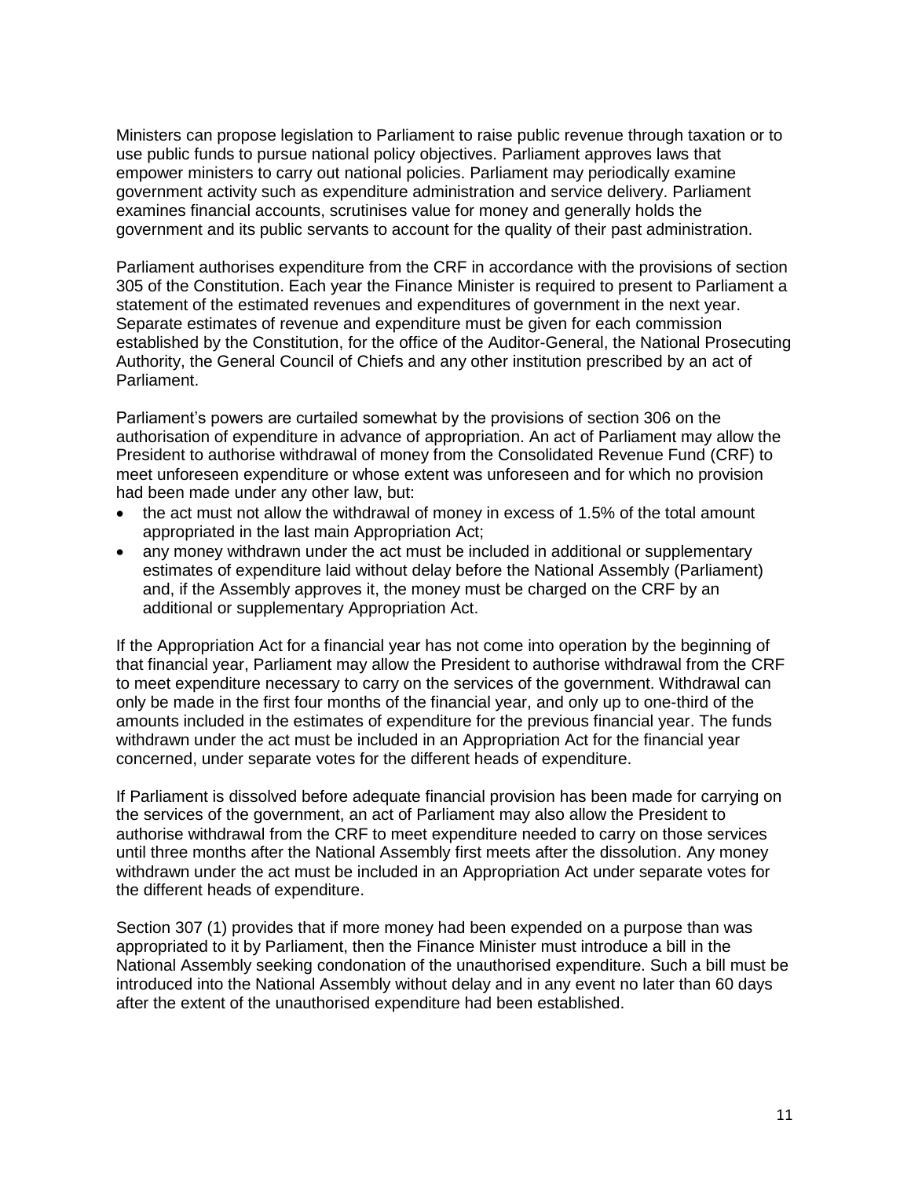Ministers can propose legislation to Parliament to raise public revenue through taxation or to use public funds to pursue national policy objectives. Parliament approves laws that empower ministers to carry out national policies. Parliament may periodically examine government activity such as expenditure administration and service delivery. Parliament examines financial accounts, scrutinises value for money and generally holds the government and its public servants to account for the quality of their past administration.

Parliament authorises expenditure from the CRF in accordance with the provisions of section 305 of the Constitution. Each year the Finance Minister is required to present to Parliament a statement of the estimated revenues and expenditures of government in the next year. Separate estimates of revenue and expenditure must be given for each commission established by the Constitution, for the office of the Auditor-General, the National Prosecuting Authority, the General Council of Chiefs and any other institution prescribed by an act of Parliament.

Parliament's powers are curtailed somewhat by the provisions of section 306 on the authorisation of expenditure in advance of appropriation. An act of Parliament may allow the President to authorise withdrawal of money from the Consolidated Revenue Fund (CRF) to meet unforeseen expenditure or whose extent was unforeseen and for which no provision had been made under any other law, but:

- the act must not allow the withdrawal of money in excess of 1.5% of the total amount appropriated in the last main Appropriation Act;
- any money withdrawn under the act must be included in additional or supplementary estimates of expenditure laid without delay before the National Assembly (Parliament) and, if the Assembly approves it, the money must be charged on the CRF by an additional or supplementary Appropriation Act.

If the Appropriation Act for a financial year has not come into operation by the beginning of that financial year, Parliament may allow the President to authorise withdrawal from the CRF to meet expenditure necessary to carry on the services of the government. Withdrawal can only be made in the first four months of the financial year, and only up to one-third of the amounts included in the estimates of expenditure for the previous financial year. The funds withdrawn under the act must be included in an Appropriation Act for the financial year concerned, under separate votes for the different heads of expenditure.

If Parliament is dissolved before adequate financial provision has been made for carrying on the services of the government, an act of Parliament may also allow the President to authorise withdrawal from the CRF to meet expenditure needed to carry on those services until three months after the National Assembly first meets after the dissolution. Any money withdrawn under the act must be included in an Appropriation Act under separate votes for the different heads of expenditure.

Section 307 (1) provides that if more money had been expended on a purpose than was appropriated to it by Parliament, then the Finance Minister must introduce a bill in the National Assembly seeking condonation of the unauthorised expenditure. Such a bill must be introduced into the National Assembly without delay and in any event no later than 60 days after the extent of the unauthorised expenditure had been established.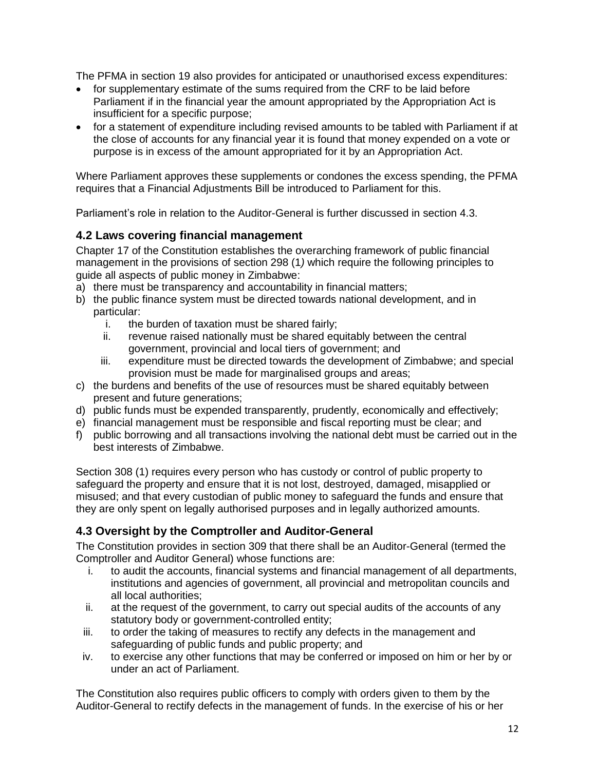The PFMA in section 19 also provides for anticipated or unauthorised excess expenditures:

- for supplementary estimate of the sums required from the CRF to be laid before Parliament if in the financial year the amount appropriated by the Appropriation Act is insufficient for a specific purpose;
- for a statement of expenditure including revised amounts to be tabled with Parliament if at the close of accounts for any financial year it is found that money expended on a vote or purpose is in excess of the amount appropriated for it by an Appropriation Act.

Where Parliament approves these supplements or condones the excess spending, the PFMA requires that a Financial Adjustments Bill be introduced to Parliament for this.

Parliament's role in relation to the Auditor-General is further discussed in section 4.3.

## 4.2 Laws covering financial management

Chapter 17 of the Constitution establishes the overarching framework of public financial management in the provisions of section 298 (1*)* which require the following principles to guide all aspects of public money in Zimbabwe:

a) there must be transparency and accountability in financial matters;
b) the public finance system must be directed towards national development, and in particular:
   i. the burden of taxation must be shared fairly;
   ii. revenue raised nationally must be shared equitably between the central government, provincial and local tiers of government; and
   iii. expenditure must be directed towards the development of Zimbabwe; and special provision must be made for marginalised groups and areas;
c) the burdens and benefits of the use of resources must be shared equitably between present and future generations;
d) public funds must be expended transparently, prudently, economically and effectively;
e) financial management must be responsible and fiscal reporting must be clear; and
f) public borrowing and all transactions involving the national debt must be carried out in the best interests of Zimbabwe.

Section 308 (1) requires every person who has custody or control of public property to safeguard the property and ensure that it is not lost, destroyed, damaged, misapplied or misused; and that every custodian of public money to safeguard the funds and ensure that they are only spent on legally authorised purposes and in legally authorized amounts.

## 4.3 Oversight by the Comptroller and Auditor-General

The Constitution provides in section 309 that there shall be an Auditor-General (termed the Comptroller and Auditor General) whose functions are:

i. to audit the accounts, financial systems and financial management of all departments, institutions and agencies of government, all provincial and metropolitan councils and all local authorities;
ii. at the request of the government, to carry out special audits of the accounts of any statutory body or government-controlled entity;
iii. to order the taking of measures to rectify any defects in the management and safeguarding of public funds and public property; and
iv. to exercise any other functions that may be conferred or imposed on him or her by or under an act of Parliament.

The Constitution also requires public officers to comply with orders given to them by the Auditor-General to rectify defects in the management of funds. In the exercise of his or her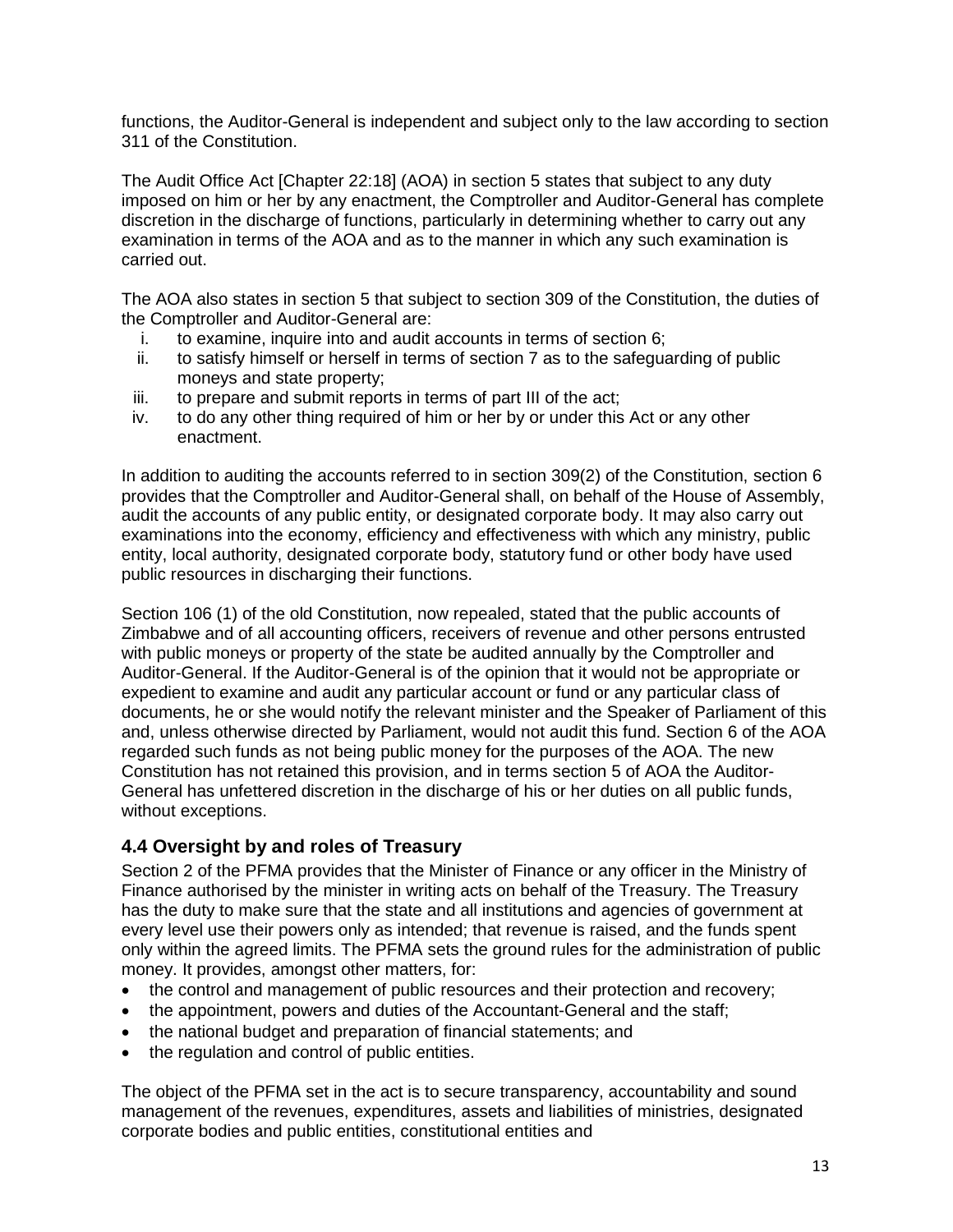functions, the Auditor-General is independent and subject only to the law according to section 311 of the Constitution.

The Audit Office Act [Chapter 22:18] (AOA) in section 5 states that subject to any duty imposed on him or her by any enactment, the Comptroller and Auditor-General has complete discretion in the discharge of functions, particularly in determining whether to carry out any examination in terms of the AOA and as to the manner in which any such examination is carried out.

The AOA also states in section 5 that subject to section 309 of the Constitution, the duties of the Comptroller and Auditor-General are:

i. to examine, inquire into and audit accounts in terms of section 6;
ii. to satisfy himself or herself in terms of section 7 as to the safeguarding of public moneys and state property;
iii. to prepare and submit reports in terms of part III of the act;
iv. to do any other thing required of him or her by or under this Act or any other enactment.

In addition to auditing the accounts referred to in section 309(2) of the Constitution, section 6 provides that the Comptroller and Auditor-General shall, on behalf of the House of Assembly, audit the accounts of any public entity, or designated corporate body. It may also carry out examinations into the economy, efficiency and effectiveness with which any ministry, public entity, local authority, designated corporate body, statutory fund or other body have used public resources in discharging their functions.

Section 106 (1) of the old Constitution, now repealed, stated that the public accounts of Zimbabwe and of all accounting officers, receivers of revenue and other persons entrusted with public moneys or property of the state be audited annually by the Comptroller and Auditor-General. If the Auditor-General is of the opinion that it would not be appropriate or expedient to examine and audit any particular account or fund or any particular class of documents, he or she would notify the relevant minister and the Speaker of Parliament of this and, unless otherwise directed by Parliament, would not audit this fund. Section 6 of the AOA regarded such funds as not being public money for the purposes of the AOA. The new Constitution has not retained this provision, and in terms section 5 of AOA the Auditor-General has unfettered discretion in the discharge of his or her duties on all public funds, without exceptions.

### 4.4 Oversight by and roles of Treasury

Section 2 of the PFMA provides that the Minister of Finance or any officer in the Ministry of Finance authorised by the minister in writing acts on behalf of the Treasury. The Treasury has the duty to make sure that the state and all institutions and agencies of government at every level use their powers only as intended; that revenue is raised, and the funds spent only within the agreed limits. The PFMA sets the ground rules for the administration of public money. It provides, amongst other matters, for:

- the control and management of public resources and their protection and recovery;
- the appointment, powers and duties of the Accountant-General and the staff;
- the national budget and preparation of financial statements; and
- the regulation and control of public entities.

The object of the PFMA set in the act is to secure transparency, accountability and sound management of the revenues, expenditures, assets and liabilities of ministries, designated corporate bodies and public entities, constitutional entities and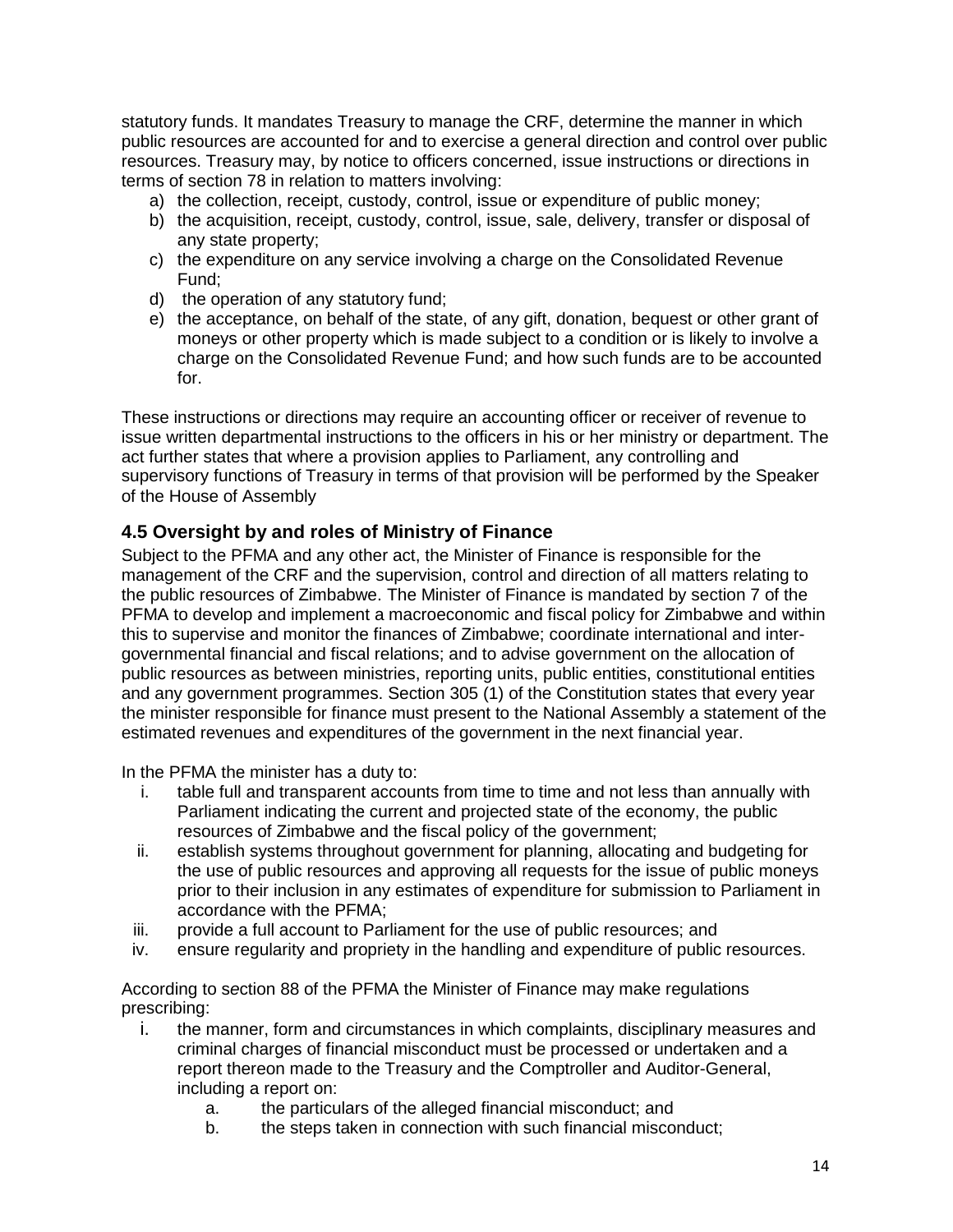statutory funds. It mandates Treasury to manage the CRF, determine the manner in which public resources are accounted for and to exercise a general direction and control over public resources. Treasury may, by notice to officers concerned, issue instructions or directions in terms of section 78 in relation to matters involving:

a) the collection, receipt, custody, control, issue or expenditure of public money;
b) the acquisition, receipt, custody, control, issue, sale, delivery, transfer or disposal of any state property;
c) the expenditure on any service involving a charge on the Consolidated Revenue Fund;
d) the operation of any statutory fund;
e) the acceptance, on behalf of the state, of any gift, donation, bequest or other grant of moneys or other property which is made subject to a condition or is likely to involve a charge on the Consolidated Revenue Fund; and how such funds are to be accounted for.

These instructions or directions may require an accounting officer or receiver of revenue to issue written departmental instructions to the officers in his or her ministry or department. The act further states that where a provision applies to Parliament, any controlling and supervisory functions of Treasury in terms of that provision will be performed by the Speaker of the House of Assembly

### 4.5 Oversight by and roles of Ministry of Finance

Subject to the PFMA and any other act, the Minister of Finance is responsible for the management of the CRF and the supervision, control and direction of all matters relating to the public resources of Zimbabwe. The Minister of Finance is mandated by section 7 of the PFMA to develop and implement a macroeconomic and fiscal policy for Zimbabwe and within this to supervise and monitor the finances of Zimbabwe; coordinate international and inter-governmental financial and fiscal relations; and to advise government on the allocation of public resources as between ministries, reporting units, public entities, constitutional entities and any government programmes. Section 305 (1) of the Constitution states that every year the minister responsible for finance must present to the National Assembly a statement of the estimated revenues and expenditures of the government in the next financial year.

In the PFMA the minister has a duty to:

i. table full and transparent accounts from time to time and not less than annually with Parliament indicating the current and projected state of the economy, the public resources of Zimbabwe and the fiscal policy of the government;
ii. establish systems throughout government for planning, allocating and budgeting for the use of public resources and approving all requests for the issue of public moneys prior to their inclusion in any estimates of expenditure for submission to Parliament in accordance with the PFMA;
iii. provide a full account to Parliament for the use of public resources; and
iv. ensure regularity and propriety in the handling and expenditure of public resources.

According to section 88 of the PFMA the Minister of Finance may make regulations prescribing:

i. the manner, form and circumstances in which complaints, disciplinary measures and criminal charges of financial misconduct must be processed or undertaken and a report thereon made to the Treasury and the Comptroller and Auditor-General, including a report on:
    a. the particulars of the alleged financial misconduct; and
    b. the steps taken in connection with such financial misconduct;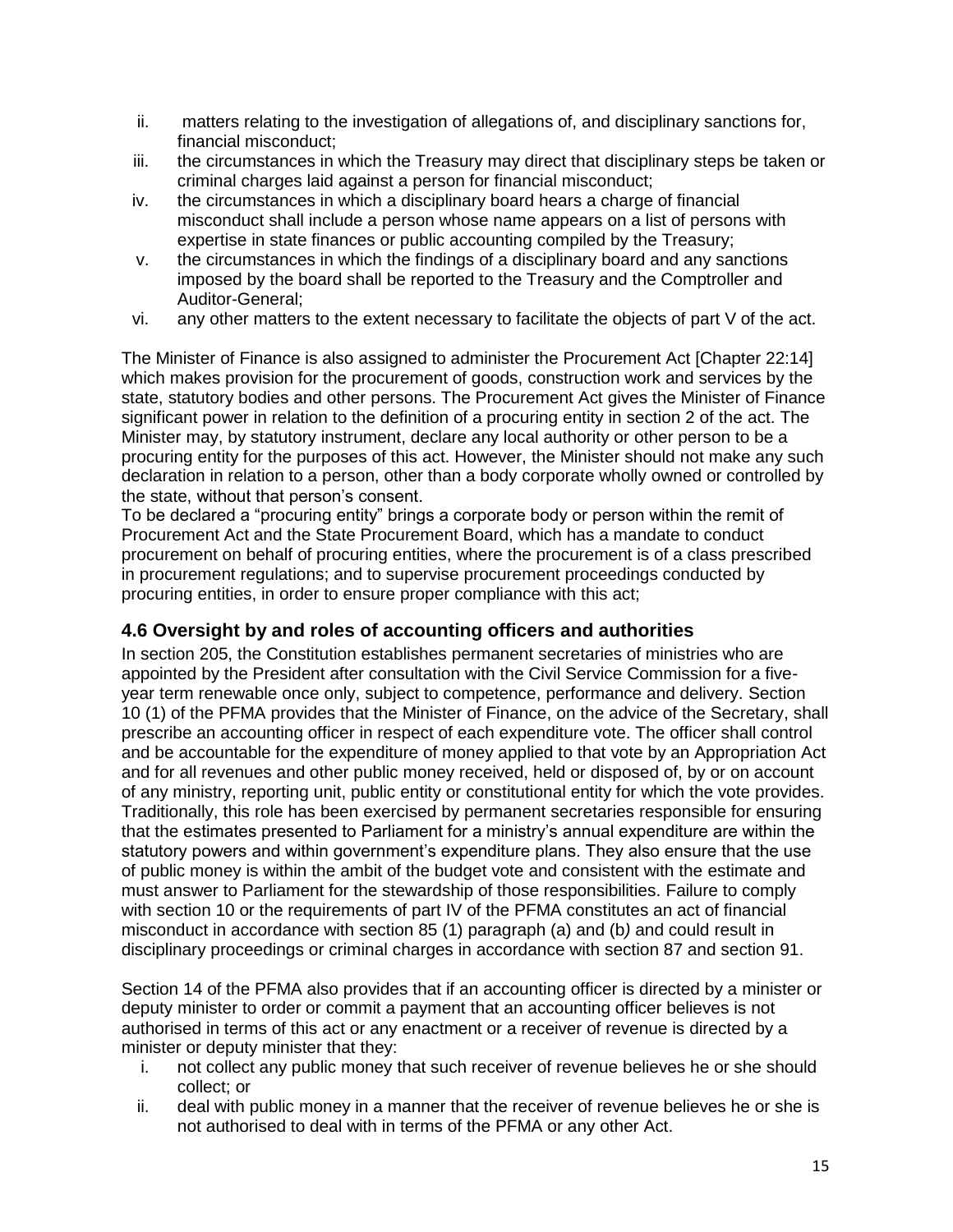ii. matters relating to the investigation of allegations of, and disciplinary sanctions for, financial misconduct;
iii. the circumstances in which the Treasury may direct that disciplinary steps be taken or criminal charges laid against a person for financial misconduct;
iv. the circumstances in which a disciplinary board hears a charge of financial misconduct shall include a person whose name appears on a list of persons with expertise in state finances or public accounting compiled by the Treasury;
v. the circumstances in which the findings of a disciplinary board and any sanctions imposed by the board shall be reported to the Treasury and the Comptroller and Auditor-General;
vi. any other matters to the extent necessary to facilitate the objects of part V of the act.

The Minister of Finance is also assigned to administer the Procurement Act [Chapter 22:14] which makes provision for the procurement of goods, construction work and services by the state, statutory bodies and other persons. The Procurement Act gives the Minister of Finance significant power in relation to the definition of a procuring entity in section 2 of the act. The Minister may, by statutory instrument, declare any local authority or other person to be a procuring entity for the purposes of this act. However, the Minister should not make any such declaration in relation to a person, other than a body corporate wholly owned or controlled by the state, without that person's consent.
To be declared a "procuring entity" brings a corporate body or person within the remit of Procurement Act and the State Procurement Board, which has a mandate to conduct procurement on behalf of procuring entities, where the procurement is of a class prescribed in procurement regulations; and to supervise procurement proceedings conducted by procuring entities, in order to ensure proper compliance with this act;

### 4.6 Oversight by and roles of accounting officers and authorities

In section 205, the Constitution establishes permanent secretaries of ministries who are appointed by the President after consultation with the Civil Service Commission for a five-year term renewable once only, subject to competence, performance and delivery. Section 10 (1) of the PFMA provides that the Minister of Finance, on the advice of the Secretary, shall prescribe an accounting officer in respect of each expenditure vote. The officer shall control and be accountable for the expenditure of money applied to that vote by an Appropriation Act and for all revenues and other public money received, held or disposed of, by or on account of any ministry, reporting unit, public entity or constitutional entity for which the vote provides. Traditionally, this role has been exercised by permanent secretaries responsible for ensuring that the estimates presented to Parliament for a ministry's annual expenditure are within the statutory powers and within government's expenditure plans. They also ensure that the use of public money is within the ambit of the budget vote and consistent with the estimate and must answer to Parliament for the stewardship of those responsibilities. Failure to comply with section 10 or the requirements of part IV of the PFMA constitutes an act of financial misconduct in accordance with section 85 (1) paragraph (a) and (b*)* and could result in disciplinary proceedings or criminal charges in accordance with section 87 and section 91.

Section 14 of the PFMA also provides that if an accounting officer is directed by a minister or deputy minister to order or commit a payment that an accounting officer believes is not authorised in terms of this act or any enactment or a receiver of revenue is directed by a minister or deputy minister that they:

i. not collect any public money that such receiver of revenue believes he or she should collect; or
ii. deal with public money in a manner that the receiver of revenue believes he or she is not authorised to deal with in terms of the PFMA or any other Act.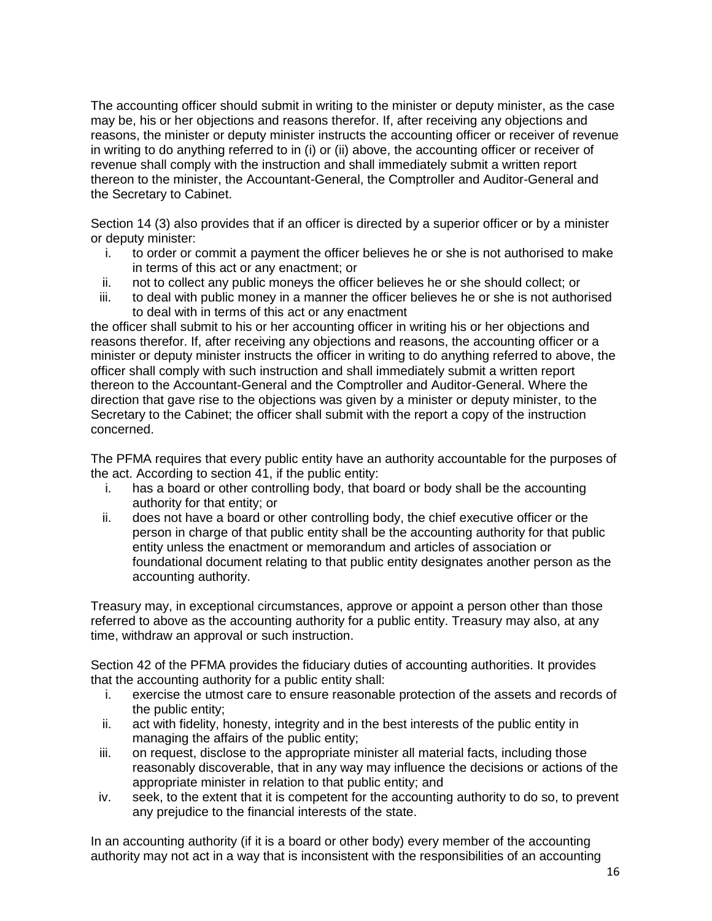The accounting officer should submit in writing to the minister or deputy minister, as the case may be, his or her objections and reasons therefor. If, after receiving any objections and reasons, the minister or deputy minister instructs the accounting officer or receiver of revenue in writing to do anything referred to in (i) or (ii) above, the accounting officer or receiver of revenue shall comply with the instruction and shall immediately submit a written report thereon to the minister, the Accountant-General, the Comptroller and Auditor-General and the Secretary to Cabinet.

Section 14 (3) also provides that if an officer is directed by a superior officer or by a minister or deputy minister:

i. to order or commit a payment the officer believes he or she is not authorised to make in terms of this act or any enactment; or
ii. not to collect any public moneys the officer believes he or she should collect; or
iii. to deal with public money in a manner the officer believes he or she is not authorised to deal with in terms of this act or any enactment

the officer shall submit to his or her accounting officer in writing his or her objections and reasons therefor. If, after receiving any objections and reasons, the accounting officer or a minister or deputy minister instructs the officer in writing to do anything referred to above, the officer shall comply with such instruction and shall immediately submit a written report thereon to the Accountant-General and the Comptroller and Auditor-General. Where the direction that gave rise to the objections was given by a minister or deputy minister, to the Secretary to the Cabinet; the officer shall submit with the report a copy of the instruction concerned.

The PFMA requires that every public entity have an authority accountable for the purposes of the act. According to section 41, if the public entity:

i. has a board or other controlling body, that board or body shall be the accounting authority for that entity; or
ii. does not have a board or other controlling body, the chief executive officer or the person in charge of that public entity shall be the accounting authority for that public entity unless the enactment or memorandum and articles of association or foundational document relating to that public entity designates another person as the accounting authority.

Treasury may, in exceptional circumstances, approve or appoint a person other than those referred to above as the accounting authority for a public entity. Treasury may also, at any time, withdraw an approval or such instruction.

Section 42 of the PFMA provides the fiduciary duties of accounting authorities. It provides that the accounting authority for a public entity shall:

i. exercise the utmost care to ensure reasonable protection of the assets and records of the public entity;
ii. act with fidelity, honesty, integrity and in the best interests of the public entity in managing the affairs of the public entity;
iii. on request, disclose to the appropriate minister all material facts, including those reasonably discoverable, that in any way may influence the decisions or actions of the appropriate minister in relation to that public entity; and
iv. seek, to the extent that it is competent for the accounting authority to do so, to prevent any prejudice to the financial interests of the state.

In an accounting authority (if it is a board or other body) every member of the accounting authority may not act in a way that is inconsistent with the responsibilities of an accounting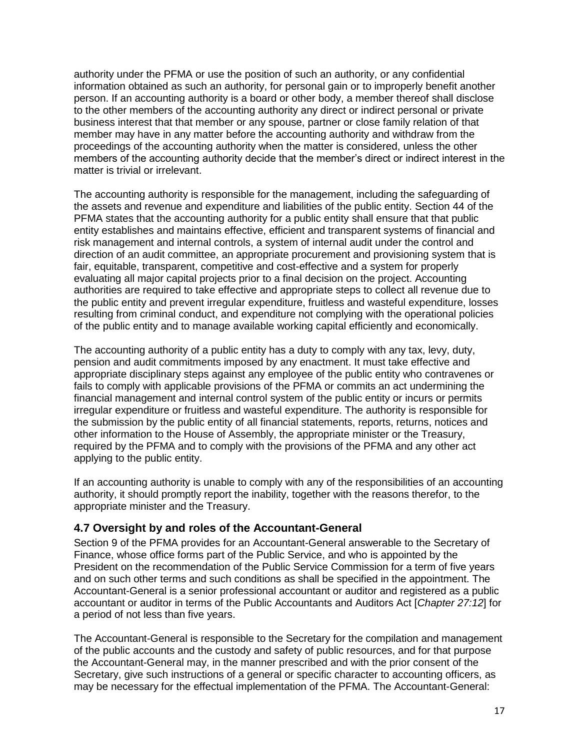authority under the PFMA or use the position of such an authority, or any confidential information obtained as such an authority, for personal gain or to improperly benefit another person. If an accounting authority is a board or other body, a member thereof shall disclose to the other members of the accounting authority any direct or indirect personal or private business interest that that member or any spouse, partner or close family relation of that member may have in any matter before the accounting authority and withdraw from the proceedings of the accounting authority when the matter is considered, unless the other members of the accounting authority decide that the member's direct or indirect interest in the matter is trivial or irrelevant.

The accounting authority is responsible for the management, including the safeguarding of the assets and revenue and expenditure and liabilities of the public entity. Section 44 of the PFMA states that the accounting authority for a public entity shall ensure that that public entity establishes and maintains effective, efficient and transparent systems of financial and risk management and internal controls, a system of internal audit under the control and direction of an audit committee, an appropriate procurement and provisioning system that is fair, equitable, transparent, competitive and cost-effective and a system for properly evaluating all major capital projects prior to a final decision on the project. Accounting authorities are required to take effective and appropriate steps to collect all revenue due to the public entity and prevent irregular expenditure, fruitless and wasteful expenditure, losses resulting from criminal conduct, and expenditure not complying with the operational policies of the public entity and to manage available working capital efficiently and economically.

The accounting authority of a public entity has a duty to comply with any tax, levy, duty, pension and audit commitments imposed by any enactment. It must take effective and appropriate disciplinary steps against any employee of the public entity who contravenes or fails to comply with applicable provisions of the PFMA or commits an act undermining the financial management and internal control system of the public entity or incurs or permits irregular expenditure or fruitless and wasteful expenditure. The authority is responsible for the submission by the public entity of all financial statements, reports, returns, notices and other information to the House of Assembly, the appropriate minister or the Treasury, required by the PFMA and to comply with the provisions of the PFMA and any other act applying to the public entity.

If an accounting authority is unable to comply with any of the responsibilities of an accounting authority, it should promptly report the inability, together with the reasons therefor, to the appropriate minister and the Treasury.

## 4.7 Oversight by and roles of the Accountant-General

Section 9 of the PFMA provides for an Accountant-General answerable to the Secretary of Finance, whose office forms part of the Public Service, and who is appointed by the President on the recommendation of the Public Service Commission for a term of five years and on such other terms and such conditions as shall be specified in the appointment. The Accountant-General is a senior professional accountant or auditor and registered as a public accountant or auditor in terms of the Public Accountants and Auditors Act [*Chapter 27:12*] for a period of not less than five years.

The Accountant-General is responsible to the Secretary for the compilation and management of the public accounts and the custody and safety of public resources, and for that purpose the Accountant-General may, in the manner prescribed and with the prior consent of the Secretary, give such instructions of a general or specific character to accounting officers, as may be necessary for the effectual implementation of the PFMA. The Accountant-General: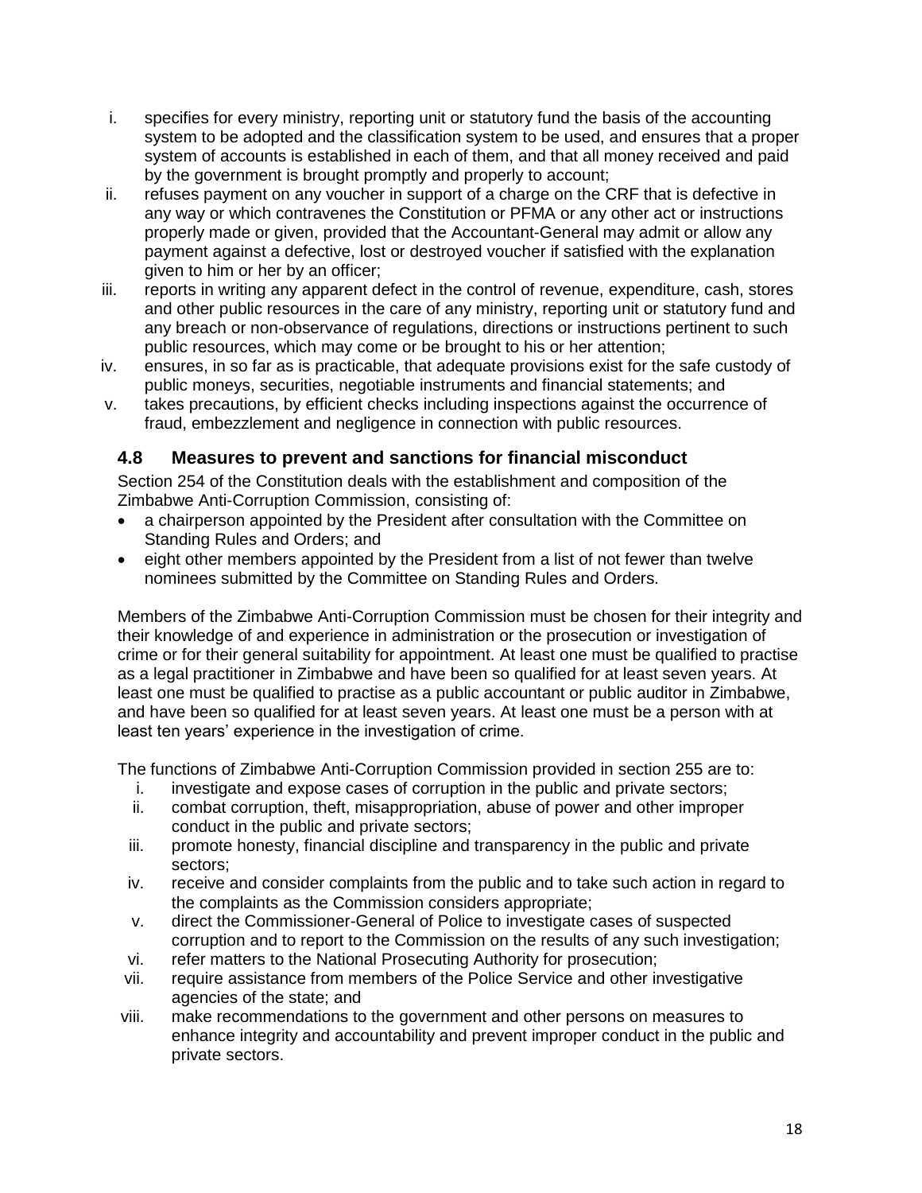i. specifies for every ministry, reporting unit or statutory fund the basis of the accounting system to be adopted and the classification system to be used, and ensures that a proper system of accounts is established in each of them, and that all money received and paid by the government is brought promptly and properly to account;
ii. refuses payment on any voucher in support of a charge on the CRF that is defective in any way or which contravenes the Constitution or PFMA or any other act or instructions properly made or given, provided that the Accountant-General may admit or allow any payment against a defective, lost or destroyed voucher if satisfied with the explanation given to him or her by an officer;
iii. reports in writing any apparent defect in the control of revenue, expenditure, cash, stores and other public resources in the care of any ministry, reporting unit or statutory fund and any breach or non-observance of regulations, directions or instructions pertinent to such public resources, which may come or be brought to his or her attention;
iv. ensures, in so far as is practicable, that adequate provisions exist for the safe custody of public moneys, securities, negotiable instruments and financial statements; and
v. takes precautions, by efficient checks including inspections against the occurrence of fraud, embezzlement and negligence in connection with public resources.

### 4.8 Measures to prevent and sanctions for financial misconduct

Section 254 of the Constitution deals with the establishment and composition of the Zimbabwe Anti-Corruption Commission, consisting of:

- a chairperson appointed by the President after consultation with the Committee on Standing Rules and Orders; and
- eight other members appointed by the President from a list of not fewer than twelve nominees submitted by the Committee on Standing Rules and Orders.

Members of the Zimbabwe Anti-Corruption Commission must be chosen for their integrity and their knowledge of and experience in administration or the prosecution or investigation of crime or for their general suitability for appointment. At least one must be qualified to practise as a legal practitioner in Zimbabwe and have been so qualified for at least seven years. At least one must be qualified to practise as a public accountant or public auditor in Zimbabwe, and have been so qualified for at least seven years. At least one must be a person with at least ten years' experience in the investigation of crime.

The functions of Zimbabwe Anti-Corruption Commission provided in section 255 are to:

i. investigate and expose cases of corruption in the public and private sectors;
ii. combat corruption, theft, misappropriation, abuse of power and other improper conduct in the public and private sectors;
iii. promote honesty, financial discipline and transparency in the public and private sectors;
iv. receive and consider complaints from the public and to take such action in regard to the complaints as the Commission considers appropriate;
v. direct the Commissioner-General of Police to investigate cases of suspected corruption and to report to the Commission on the results of any such investigation;
vi. refer matters to the National Prosecuting Authority for prosecution;
vii. require assistance from members of the Police Service and other investigative agencies of the state; and
viii. make recommendations to the government and other persons on measures to enhance integrity and accountability and prevent improper conduct in the public and private sectors.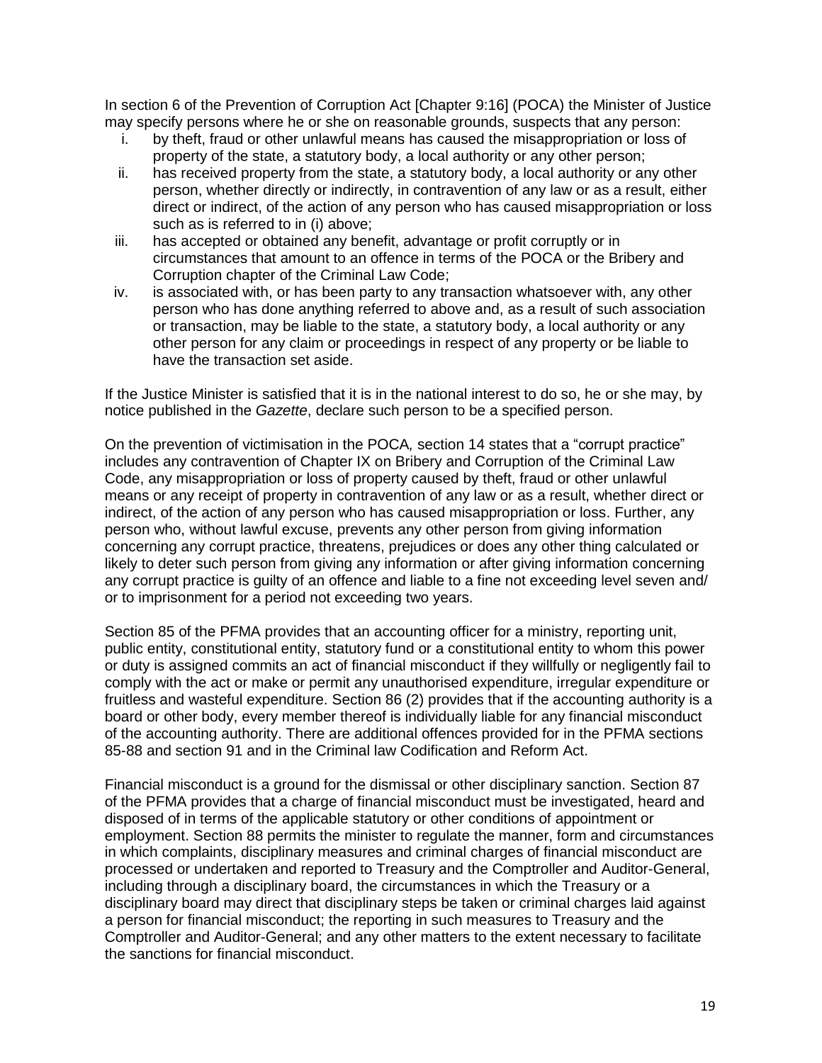In section 6 of the Prevention of Corruption Act [Chapter 9:16] (POCA) the Minister of Justice may specify persons where he or she on reasonable grounds, suspects that any person:

i. by theft, fraud or other unlawful means has caused the misappropriation or loss of property of the state, a statutory body, a local authority or any other person;
ii. has received property from the state, a statutory body, a local authority or any other person, whether directly or indirectly, in contravention of any law or as a result, either direct or indirect, of the action of any person who has caused misappropriation or loss such as is referred to in (i) above;
iii. has accepted or obtained any benefit, advantage or profit corruptly or in circumstances that amount to an offence in terms of the POCA or the Bribery and Corruption chapter of the Criminal Law Code;
iv. is associated with, or has been party to any transaction whatsoever with, any other person who has done anything referred to above and, as a result of such association or transaction, may be liable to the state, a statutory body, a local authority or any other person for any claim or proceedings in respect of any property or be liable to have the transaction set aside.

If the Justice Minister is satisfied that it is in the national interest to do so, he or she may, by notice published in the *Gazette*, declare such person to be a specified person.

On the prevention of victimisation in the POCA*,* section 14 states that a "corrupt practice" includes any contravention of Chapter IX on Bribery and Corruption of the Criminal Law Code, any misappropriation or loss of property caused by theft, fraud or other unlawful means or any receipt of property in contravention of any law or as a result, whether direct or indirect, of the action of any person who has caused misappropriation or loss. Further, any person who, without lawful excuse, prevents any other person from giving information concerning any corrupt practice, threatens, prejudices or does any other thing calculated or likely to deter such person from giving any information or after giving information concerning any corrupt practice is guilty of an offence and liable to a fine not exceeding level seven and/ or to imprisonment for a period not exceeding two years.

Section 85 of the PFMA provides that an accounting officer for a ministry, reporting unit, public entity, constitutional entity, statutory fund or a constitutional entity to whom this power or duty is assigned commits an act of financial misconduct if they willfully or negligently fail to comply with the act or make or permit any unauthorised expenditure, irregular expenditure or fruitless and wasteful expenditure. Section 86 (2) provides that if the accounting authority is a board or other body, every member thereof is individually liable for any financial misconduct of the accounting authority. There are additional offences provided for in the PFMA sections 85-88 and section 91 and in the Criminal law Codification and Reform Act.

Financial misconduct is a ground for the dismissal or other disciplinary sanction. Section 87 of the PFMA provides that a charge of financial misconduct must be investigated, heard and disposed of in terms of the applicable statutory or other conditions of appointment or employment. Section 88 permits the minister to regulate the manner, form and circumstances in which complaints, disciplinary measures and criminal charges of financial misconduct are processed or undertaken and reported to Treasury and the Comptroller and Auditor-General, including through a disciplinary board, the circumstances in which the Treasury or a disciplinary board may direct that disciplinary steps be taken or criminal charges laid against a person for financial misconduct; the reporting in such measures to Treasury and the Comptroller and Auditor-General; and any other matters to the extent necessary to facilitate the sanctions for financial misconduct.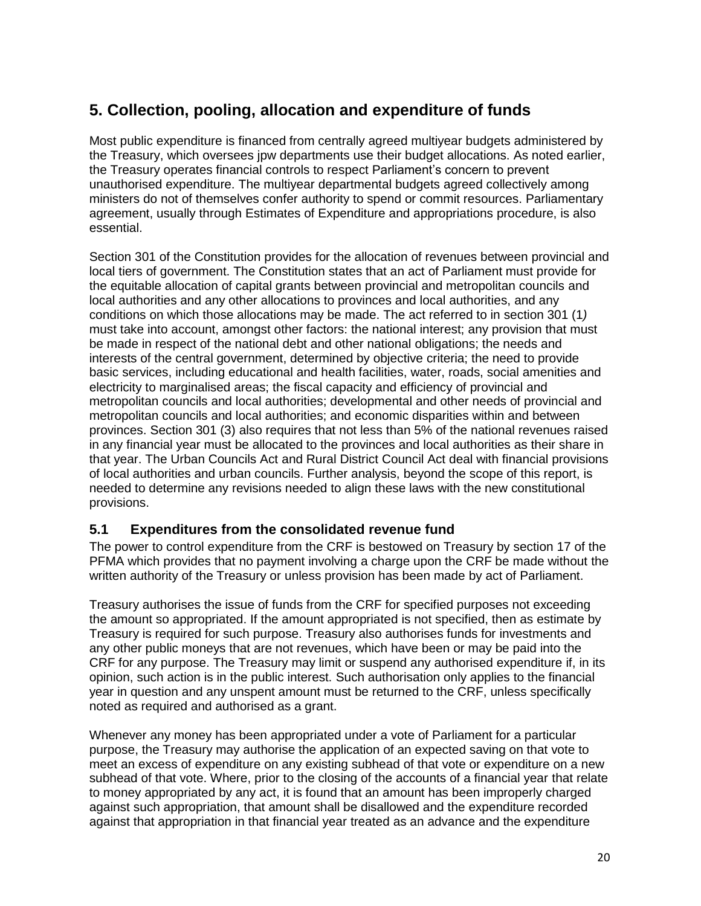## 5. Collection, pooling, allocation and expenditure of funds

Most public expenditure is financed from centrally agreed multiyear budgets administered by the Treasury, which oversees jpw departments use their budget allocations. As noted earlier, the Treasury operates financial controls to respect Parliament's concern to prevent unauthorised expenditure. The multiyear departmental budgets agreed collectively among ministers do not of themselves confer authority to spend or commit resources. Parliamentary agreement, usually through Estimates of Expenditure and appropriations procedure, is also essential.

Section 301 of the Constitution provides for the allocation of revenues between provincial and local tiers of government. The Constitution states that an act of Parliament must provide for the equitable allocation of capital grants between provincial and metropolitan councils and local authorities and any other allocations to provinces and local authorities, and any conditions on which those allocations may be made. The act referred to in section 301 (1*)* must take into account, amongst other factors: the national interest; any provision that must be made in respect of the national debt and other national obligations; the needs and interests of the central government, determined by objective criteria; the need to provide basic services, including educational and health facilities, water, roads, social amenities and electricity to marginalised areas; the fiscal capacity and efficiency of provincial and metropolitan councils and local authorities; developmental and other needs of provincial and metropolitan councils and local authorities; and economic disparities within and between provinces. Section 301 (3) also requires that not less than 5% of the national revenues raised in any financial year must be allocated to the provinces and local authorities as their share in that year. The Urban Councils Act and Rural District Council Act deal with financial provisions of local authorities and urban councils. Further analysis, beyond the scope of this report, is needed to determine any revisions needed to align these laws with the new constitutional provisions.

### 5.1 Expenditures from the consolidated revenue fund

The power to control expenditure from the CRF is bestowed on Treasury by section 17 of the PFMA which provides that no payment involving a charge upon the CRF be made without the written authority of the Treasury or unless provision has been made by act of Parliament.

Treasury authorises the issue of funds from the CRF for specified purposes not exceeding the amount so appropriated. If the amount appropriated is not specified, then as estimate by Treasury is required for such purpose. Treasury also authorises funds for investments and any other public moneys that are not revenues, which have been or may be paid into the CRF for any purpose. The Treasury may limit or suspend any authorised expenditure if, in its opinion, such action is in the public interest. Such authorisation only applies to the financial year in question and any unspent amount must be returned to the CRF, unless specifically noted as required and authorised as a grant.

Whenever any money has been appropriated under a vote of Parliament for a particular purpose, the Treasury may authorise the application of an expected saving on that vote to meet an excess of expenditure on any existing subhead of that vote or expenditure on a new subhead of that vote. Where, prior to the closing of the accounts of a financial year that relate to money appropriated by any act, it is found that an amount has been improperly charged against such appropriation, that amount shall be disallowed and the expenditure recorded against that appropriation in that financial year treated as an advance and the expenditure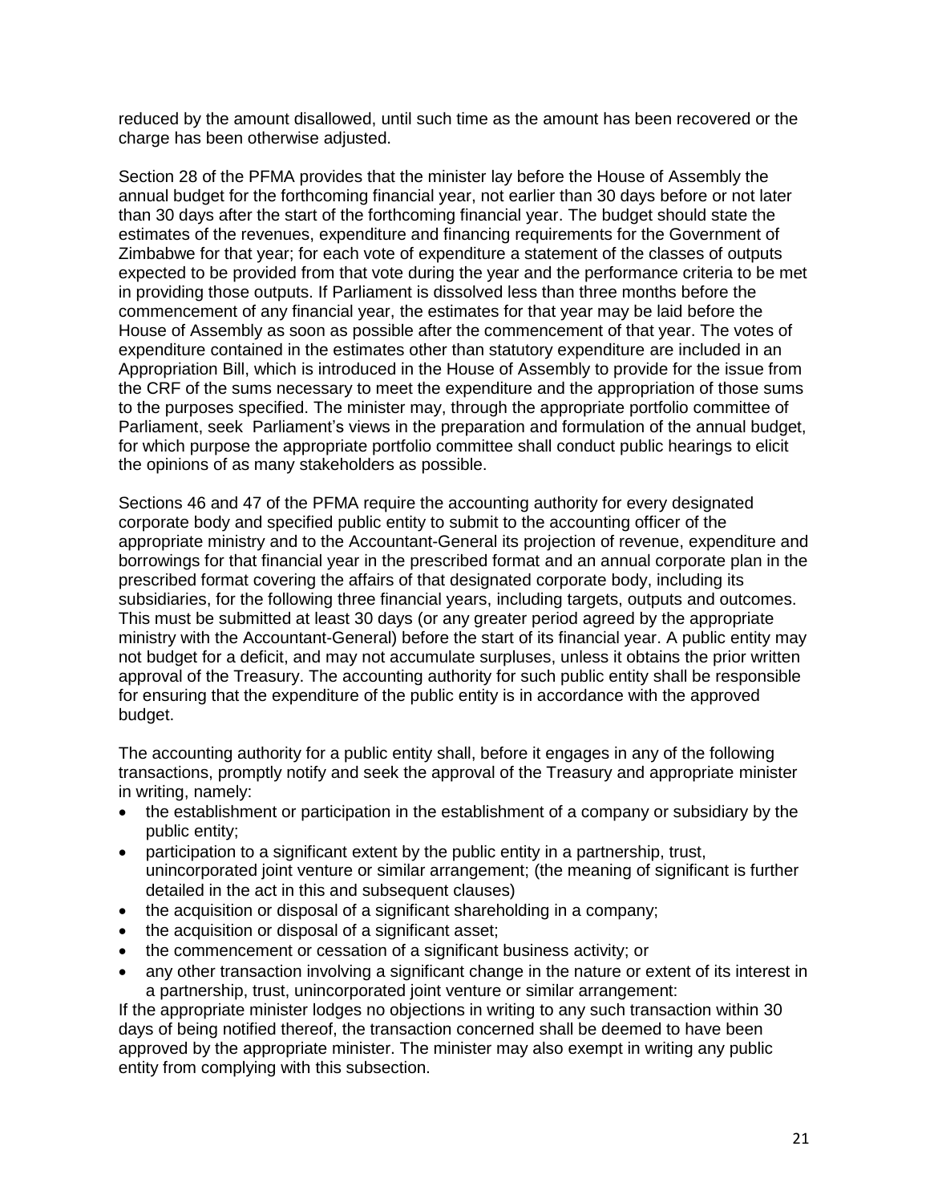reduced by the amount disallowed, until such time as the amount has been recovered or the charge has been otherwise adjusted.

Section 28 of the PFMA provides that the minister lay before the House of Assembly the annual budget for the forthcoming financial year, not earlier than 30 days before or not later than 30 days after the start of the forthcoming financial year. The budget should state the estimates of the revenues, expenditure and financing requirements for the Government of Zimbabwe for that year; for each vote of expenditure a statement of the classes of outputs expected to be provided from that vote during the year and the performance criteria to be met in providing those outputs. If Parliament is dissolved less than three months before the commencement of any financial year, the estimates for that year may be laid before the House of Assembly as soon as possible after the commencement of that year. The votes of expenditure contained in the estimates other than statutory expenditure are included in an Appropriation Bill, which is introduced in the House of Assembly to provide for the issue from the CRF of the sums necessary to meet the expenditure and the appropriation of those sums to the purposes specified. The minister may, through the appropriate portfolio committee of Parliament, seek Parliament's views in the preparation and formulation of the annual budget, for which purpose the appropriate portfolio committee shall conduct public hearings to elicit the opinions of as many stakeholders as possible.

Sections 46 and 47 of the PFMA require the accounting authority for every designated corporate body and specified public entity to submit to the accounting officer of the appropriate ministry and to the Accountant-General its projection of revenue, expenditure and borrowings for that financial year in the prescribed format and an annual corporate plan in the prescribed format covering the affairs of that designated corporate body, including its subsidiaries, for the following three financial years, including targets, outputs and outcomes. This must be submitted at least 30 days (or any greater period agreed by the appropriate ministry with the Accountant-General) before the start of its financial year. A public entity may not budget for a deficit, and may not accumulate surpluses, unless it obtains the prior written approval of the Treasury. The accounting authority for such public entity shall be responsible for ensuring that the expenditure of the public entity is in accordance with the approved budget.

The accounting authority for a public entity shall, before it engages in any of the following transactions, promptly notify and seek the approval of the Treasury and appropriate minister in writing, namely:

- the establishment or participation in the establishment of a company or subsidiary by the public entity;
- participation to a significant extent by the public entity in a partnership, trust, unincorporated joint venture or similar arrangement; (the meaning of significant is further detailed in the act in this and subsequent clauses)
- the acquisition or disposal of a significant shareholding in a company;
- the acquisition or disposal of a significant asset;
- the commencement or cessation of a significant business activity; or
- any other transaction involving a significant change in the nature or extent of its interest in a partnership, trust, unincorporated joint venture or similar arrangement:

If the appropriate minister lodges no objections in writing to any such transaction within 30 days of being notified thereof, the transaction concerned shall be deemed to have been approved by the appropriate minister. The minister may also exempt in writing any public entity from complying with this subsection.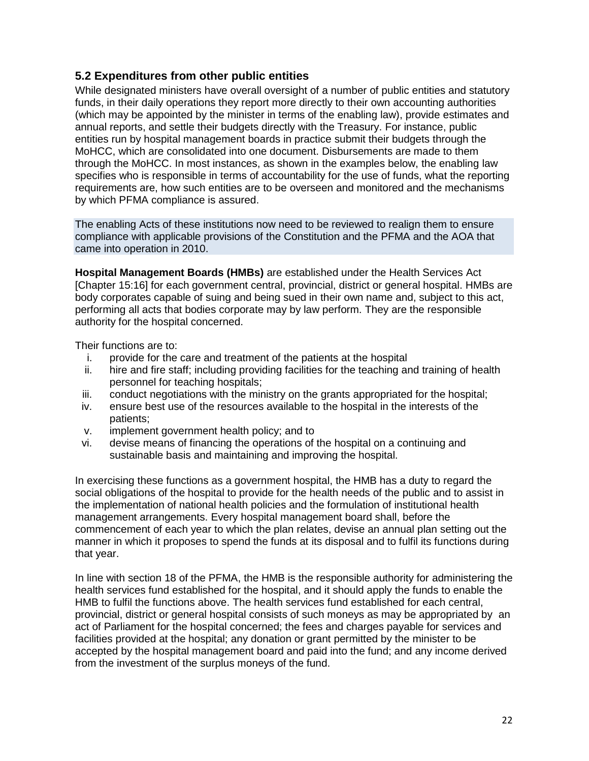## 5.2 Expenditures from other public entities

While designated ministers have overall oversight of a number of public entities and statutory funds, in their daily operations they report more directly to their own accounting authorities (which may be appointed by the minister in terms of the enabling law), provide estimates and annual reports, and settle their budgets directly with the Treasury. For instance, public entities run by hospital management boards in practice submit their budgets through the MoHCC, which are consolidated into one document. Disbursements are made to them through the MoHCC. In most instances, as shown in the examples below, the enabling law specifies who is responsible in terms of accountability for the use of funds, what the reporting requirements are, how such entities are to be overseen and monitored and the mechanisms by which PFMA compliance is assured.

The enabling Acts of these institutions now need to be reviewed to realign them to ensure compliance with applicable provisions of the Constitution and the PFMA and the AOA that came into operation in 2010.

**Hospital Management Boards (HMBs)** are established under the Health Services Act [Chapter 15:16] for each government central, provincial, district or general hospital. HMBs are body corporates capable of suing and being sued in their own name and, subject to this act, performing all acts that bodies corporate may by law perform. They are the responsible authority for the hospital concerned.

Their functions are to:

i. provide for the care and treatment of the patients at the hospital
ii. hire and fire staff; including providing facilities for the teaching and training of health personnel for teaching hospitals;
iii. conduct negotiations with the ministry on the grants appropriated for the hospital;
iv. ensure best use of the resources available to the hospital in the interests of the patients;
v. implement government health policy; and to
vi. devise means of financing the operations of the hospital on a continuing and sustainable basis and maintaining and improving the hospital.

In exercising these functions as a government hospital, the HMB has a duty to regard the social obligations of the hospital to provide for the health needs of the public and to assist in the implementation of national health policies and the formulation of institutional health management arrangements. Every hospital management board shall, before the commencement of each year to which the plan relates, devise an annual plan setting out the manner in which it proposes to spend the funds at its disposal and to fulfil its functions during that year.

In line with section 18 of the PFMA, the HMB is the responsible authority for administering the health services fund established for the hospital, and it should apply the funds to enable the HMB to fulfil the functions above. The health services fund established for each central, provincial, district or general hospital consists of such moneys as may be appropriated by an act of Parliament for the hospital concerned; the fees and charges payable for services and facilities provided at the hospital; any donation or grant permitted by the minister to be accepted by the hospital management board and paid into the fund; and any income derived from the investment of the surplus moneys of the fund.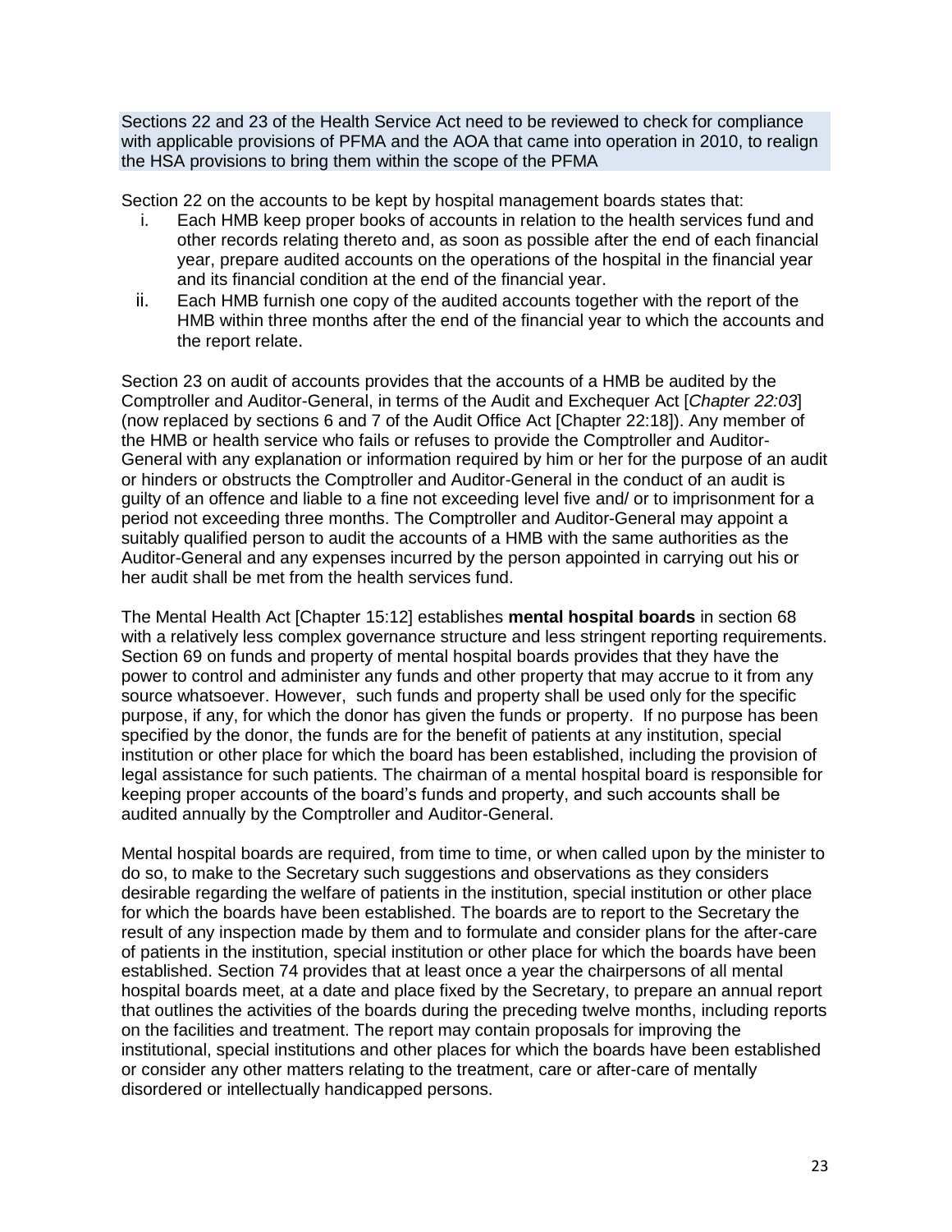Sections 22 and 23 of the Health Service Act need to be reviewed to check for compliance with applicable provisions of PFMA and the AOA that came into operation in 2010, to realign the HSA provisions to bring them within the scope of the PFMA

Section 22 on the accounts to be kept by hospital management boards states that:

i. Each HMB keep proper books of accounts in relation to the health services fund and other records relating thereto and, as soon as possible after the end of each financial year, prepare audited accounts on the operations of the hospital in the financial year and its financial condition at the end of the financial year.
ii. Each HMB furnish one copy of the audited accounts together with the report of the HMB within three months after the end of the financial year to which the accounts and the report relate.

Section 23 on audit of accounts provides that the accounts of a HMB be audited by the Comptroller and Auditor-General, in terms of the Audit and Exchequer Act [*Chapter 22:03*] (now replaced by sections 6 and 7 of the Audit Office Act [Chapter 22:18]). Any member of the HMB or health service who fails or refuses to provide the Comptroller and Auditor-General with any explanation or information required by him or her for the purpose of an audit or hinders or obstructs the Comptroller and Auditor-General in the conduct of an audit is guilty of an offence and liable to a fine not exceeding level five and/ or to imprisonment for a period not exceeding three months. The Comptroller and Auditor-General may appoint a suitably qualified person to audit the accounts of a HMB with the same authorities as the Auditor-General and any expenses incurred by the person appointed in carrying out his or her audit shall be met from the health services fund.

The Mental Health Act [Chapter 15:12] establishes **mental hospital boards** in section 68 with a relatively less complex governance structure and less stringent reporting requirements. Section 69 on funds and property of mental hospital boards provides that they have the power to control and administer any funds and other property that may accrue to it from any source whatsoever. However, such funds and property shall be used only for the specific purpose, if any, for which the donor has given the funds or property. If no purpose has been specified by the donor, the funds are for the benefit of patients at any institution, special institution or other place for which the board has been established, including the provision of legal assistance for such patients. The chairman of a mental hospital board is responsible for keeping proper accounts of the board's funds and property, and such accounts shall be audited annually by the Comptroller and Auditor-General.

Mental hospital boards are required, from time to time, or when called upon by the minister to do so, to make to the Secretary such suggestions and observations as they considers desirable regarding the welfare of patients in the institution, special institution or other place for which the boards have been established. The boards are to report to the Secretary the result of any inspection made by them and to formulate and consider plans for the after-care of patients in the institution, special institution or other place for which the boards have been established. Section 74 provides that at least once a year the chairpersons of all mental hospital boards meet, at a date and place fixed by the Secretary, to prepare an annual report that outlines the activities of the boards during the preceding twelve months, including reports on the facilities and treatment. The report may contain proposals for improving the institutional, special institutions and other places for which the boards have been established or consider any other matters relating to the treatment, care or after-care of mentally disordered or intellectually handicapped persons.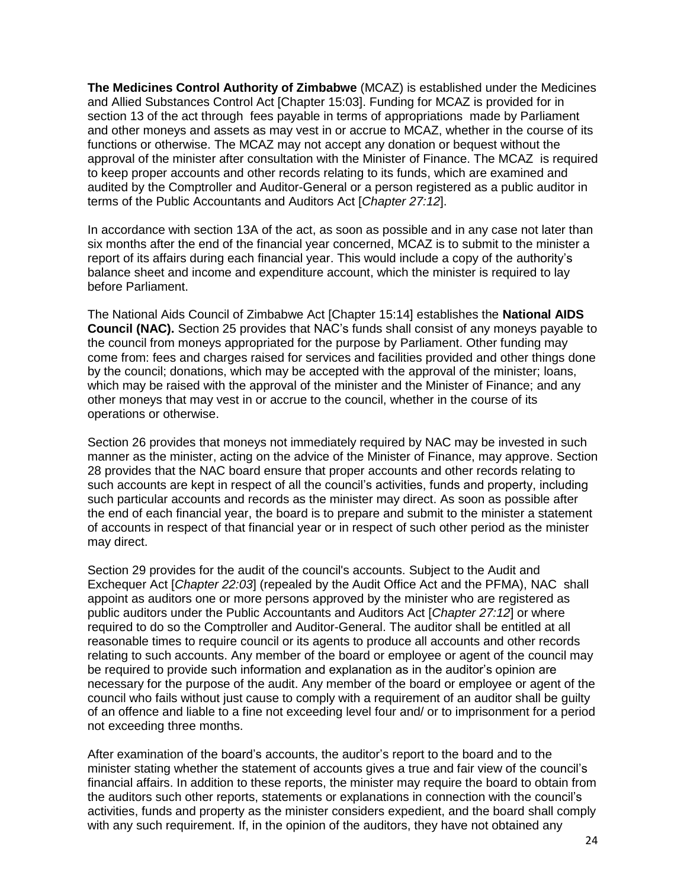**The Medicines Control Authority of Zimbabwe** (MCAZ) is established under the Medicines and Allied Substances Control Act [Chapter 15:03]. Funding for MCAZ is provided for in section 13 of the act through fees payable in terms of appropriations made by Parliament and other moneys and assets as may vest in or accrue to MCAZ, whether in the course of its functions or otherwise. The MCAZ may not accept any donation or bequest without the approval of the minister after consultation with the Minister of Finance. The MCAZ is required to keep proper accounts and other records relating to its funds, which are examined and audited by the Comptroller and Auditor-General or a person registered as a public auditor in terms of the Public Accountants and Auditors Act [*Chapter 27:12*].

In accordance with section 13A of the act, as soon as possible and in any case not later than six months after the end of the financial year concerned, MCAZ is to submit to the minister a report of its affairs during each financial year. This would include a copy of the authority's balance sheet and income and expenditure account, which the minister is required to lay before Parliament.

The National Aids Council of Zimbabwe Act [Chapter 15:14] establishes the **National AIDS Council (NAC).** Section 25 provides that NAC's funds shall consist of any moneys payable to the council from moneys appropriated for the purpose by Parliament. Other funding may come from: fees and charges raised for services and facilities provided and other things done by the council; donations, which may be accepted with the approval of the minister; loans, which may be raised with the approval of the minister and the Minister of Finance; and any other moneys that may vest in or accrue to the council, whether in the course of its operations or otherwise.

Section 26 provides that moneys not immediately required by NAC may be invested in such manner as the minister, acting on the advice of the Minister of Finance, may approve. Section 28 provides that the NAC board ensure that proper accounts and other records relating to such accounts are kept in respect of all the council's activities, funds and property, including such particular accounts and records as the minister may direct. As soon as possible after the end of each financial year, the board is to prepare and submit to the minister a statement of accounts in respect of that financial year or in respect of such other period as the minister may direct.

Section 29 provides for the audit of the council's accounts. Subject to the Audit and Exchequer Act [*Chapter 22:03*] (repealed by the Audit Office Act and the PFMA), NAC shall appoint as auditors one or more persons approved by the minister who are registered as public auditors under the Public Accountants and Auditors Act [*Chapter 27:12*] or where required to do so the Comptroller and Auditor-General. The auditor shall be entitled at all reasonable times to require council or its agents to produce all accounts and other records relating to such accounts. Any member of the board or employee or agent of the council may be required to provide such information and explanation as in the auditor's opinion are necessary for the purpose of the audit. Any member of the board or employee or agent of the council who fails without just cause to comply with a requirement of an auditor shall be guilty of an offence and liable to a fine not exceeding level four and/ or to imprisonment for a period not exceeding three months.

After examination of the board's accounts, the auditor's report to the board and to the minister stating whether the statement of accounts gives a true and fair view of the council's financial affairs. In addition to these reports, the minister may require the board to obtain from the auditors such other reports, statements or explanations in connection with the council's activities, funds and property as the minister considers expedient, and the board shall comply with any such requirement. If, in the opinion of the auditors, they have not obtained any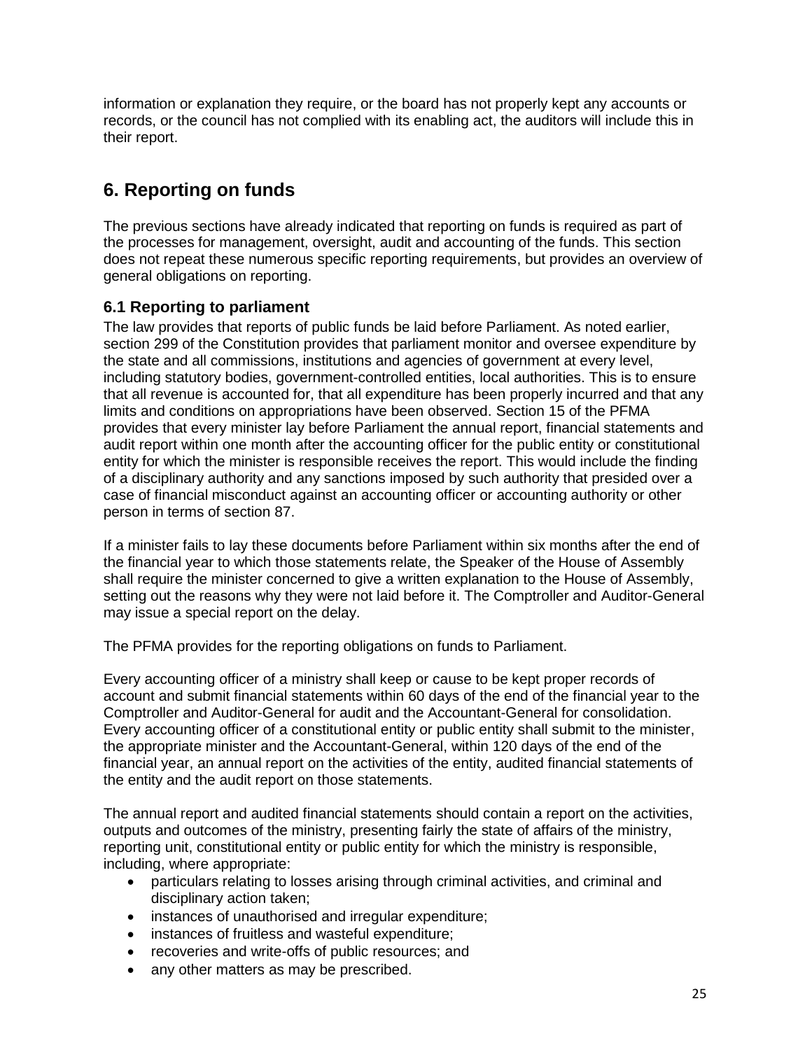information or explanation they require, or the board has not properly kept any accounts or records, or the council has not complied with its enabling act, the auditors will include this in their report.

## 6. Reporting on funds

The previous sections have already indicated that reporting on funds is required as part of the processes for management, oversight, audit and accounting of the funds. This section does not repeat these numerous specific reporting requirements, but provides an overview of general obligations on reporting.

### 6.1 Reporting to parliament

The law provides that reports of public funds be laid before Parliament. As noted earlier, section 299 of the Constitution provides that parliament monitor and oversee expenditure by the state and all commissions, institutions and agencies of government at every level, including statutory bodies, government-controlled entities, local authorities. This is to ensure that all revenue is accounted for, that all expenditure has been properly incurred and that any limits and conditions on appropriations have been observed. Section 15 of the PFMA provides that every minister lay before Parliament the annual report, financial statements and audit report within one month after the accounting officer for the public entity or constitutional entity for which the minister is responsible receives the report. This would include the finding of a disciplinary authority and any sanctions imposed by such authority that presided over a case of financial misconduct against an accounting officer or accounting authority or other person in terms of section 87.

If a minister fails to lay these documents before Parliament within six months after the end of the financial year to which those statements relate, the Speaker of the House of Assembly shall require the minister concerned to give a written explanation to the House of Assembly, setting out the reasons why they were not laid before it. The Comptroller and Auditor-General may issue a special report on the delay.

The PFMA provides for the reporting obligations on funds to Parliament.

Every accounting officer of a ministry shall keep or cause to be kept proper records of account and submit financial statements within 60 days of the end of the financial year to the Comptroller and Auditor-General for audit and the Accountant-General for consolidation. Every accounting officer of a constitutional entity or public entity shall submit to the minister, the appropriate minister and the Accountant-General, within 120 days of the end of the financial year, an annual report on the activities of the entity, audited financial statements of the entity and the audit report on those statements.

The annual report and audited financial statements should contain a report on the activities, outputs and outcomes of the ministry, presenting fairly the state of affairs of the ministry, reporting unit, constitutional entity or public entity for which the ministry is responsible, including, where appropriate:

- particulars relating to losses arising through criminal activities, and criminal and disciplinary action taken;
- instances of unauthorised and irregular expenditure;
- instances of fruitless and wasteful expenditure;
- recoveries and write-offs of public resources; and
- any other matters as may be prescribed.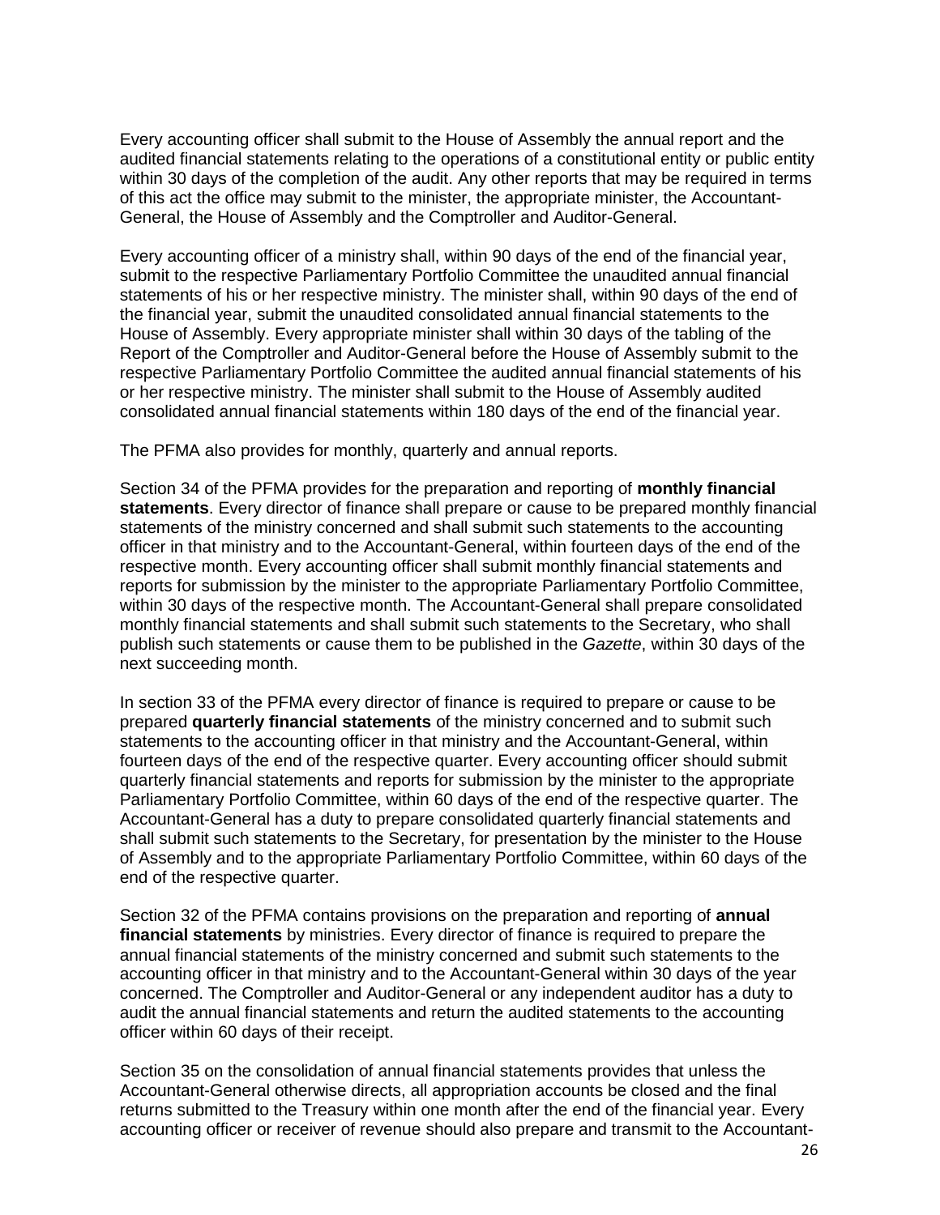Every accounting officer shall submit to the House of Assembly the annual report and the audited financial statements relating to the operations of a constitutional entity or public entity within 30 days of the completion of the audit. Any other reports that may be required in terms of this act the office may submit to the minister, the appropriate minister, the Accountant-General, the House of Assembly and the Comptroller and Auditor-General.

Every accounting officer of a ministry shall, within 90 days of the end of the financial year, submit to the respective Parliamentary Portfolio Committee the unaudited annual financial statements of his or her respective ministry. The minister shall, within 90 days of the end of the financial year, submit the unaudited consolidated annual financial statements to the House of Assembly. Every appropriate minister shall within 30 days of the tabling of the Report of the Comptroller and Auditor-General before the House of Assembly submit to the respective Parliamentary Portfolio Committee the audited annual financial statements of his or her respective ministry. The minister shall submit to the House of Assembly audited consolidated annual financial statements within 180 days of the end of the financial year.

The PFMA also provides for monthly, quarterly and annual reports.

Section 34 of the PFMA provides for the preparation and reporting of **monthly financial statements**. Every director of finance shall prepare or cause to be prepared monthly financial statements of the ministry concerned and shall submit such statements to the accounting officer in that ministry and to the Accountant-General, within fourteen days of the end of the respective month. Every accounting officer shall submit monthly financial statements and reports for submission by the minister to the appropriate Parliamentary Portfolio Committee, within 30 days of the respective month. The Accountant-General shall prepare consolidated monthly financial statements and shall submit such statements to the Secretary, who shall publish such statements or cause them to be published in the *Gazette*, within 30 days of the next succeeding month.

In section 33 of the PFMA every director of finance is required to prepare or cause to be prepared **quarterly financial statements** of the ministry concerned and to submit such statements to the accounting officer in that ministry and the Accountant-General, within fourteen days of the end of the respective quarter. Every accounting officer should submit quarterly financial statements and reports for submission by the minister to the appropriate Parliamentary Portfolio Committee, within 60 days of the end of the respective quarter. The Accountant-General has a duty to prepare consolidated quarterly financial statements and shall submit such statements to the Secretary, for presentation by the minister to the House of Assembly and to the appropriate Parliamentary Portfolio Committee, within 60 days of the end of the respective quarter.

Section 32 of the PFMA contains provisions on the preparation and reporting of **annual financial statements** by ministries. Every director of finance is required to prepare the annual financial statements of the ministry concerned and submit such statements to the accounting officer in that ministry and to the Accountant-General within 30 days of the year concerned. The Comptroller and Auditor-General or any independent auditor has a duty to audit the annual financial statements and return the audited statements to the accounting officer within 60 days of their receipt.

Section 35 on the consolidation of annual financial statements provides that unless the Accountant-General otherwise directs, all appropriation accounts be closed and the final returns submitted to the Treasury within one month after the end of the financial year. Every accounting officer or receiver of revenue should also prepare and transmit to the Accountant-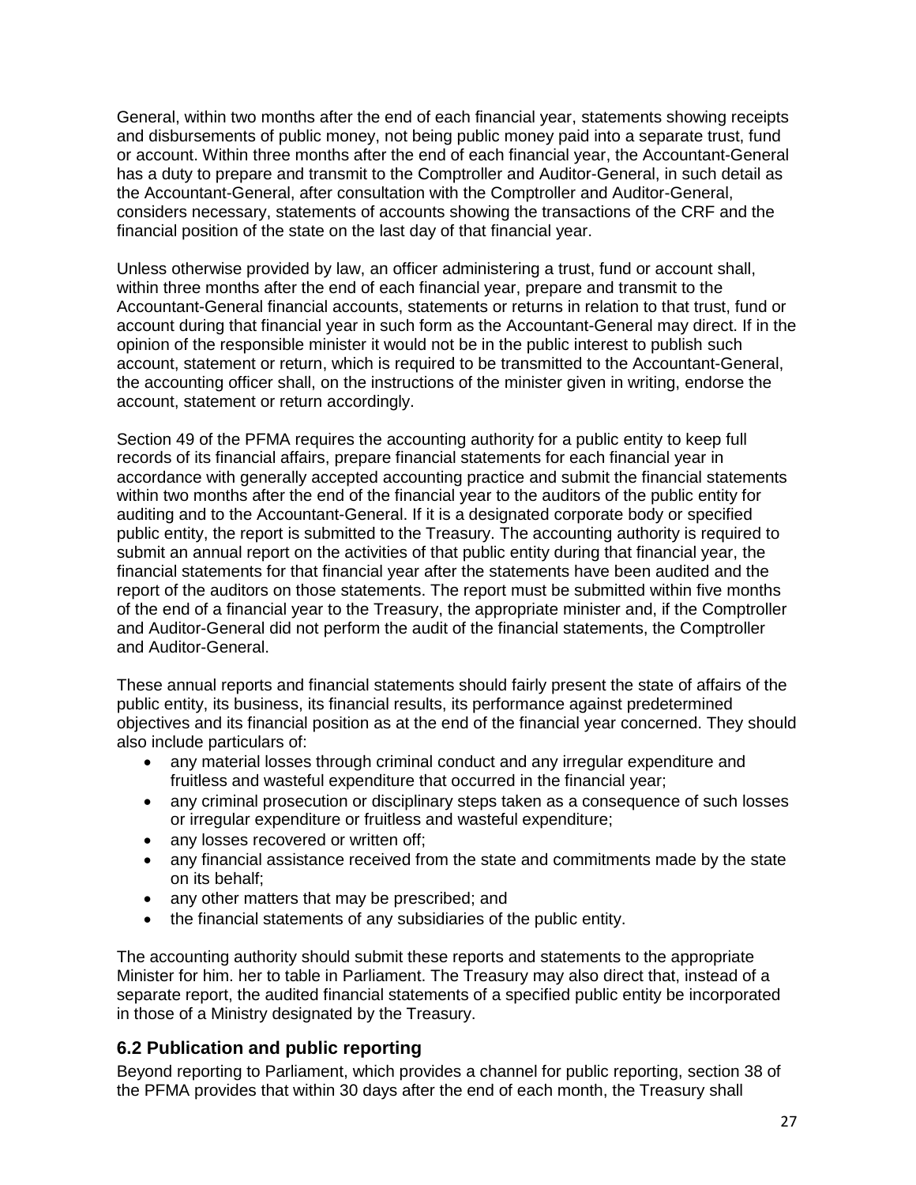General, within two months after the end of each financial year, statements showing receipts and disbursements of public money, not being public money paid into a separate trust, fund or account. Within three months after the end of each financial year, the Accountant-General has a duty to prepare and transmit to the Comptroller and Auditor-General, in such detail as the Accountant-General, after consultation with the Comptroller and Auditor-General, considers necessary, statements of accounts showing the transactions of the CRF and the financial position of the state on the last day of that financial year.

Unless otherwise provided by law, an officer administering a trust, fund or account shall, within three months after the end of each financial year, prepare and transmit to the Accountant-General financial accounts, statements or returns in relation to that trust, fund or account during that financial year in such form as the Accountant-General may direct. If in the opinion of the responsible minister it would not be in the public interest to publish such account, statement or return, which is required to be transmitted to the Accountant-General, the accounting officer shall, on the instructions of the minister given in writing, endorse the account, statement or return accordingly.

Section 49 of the PFMA requires the accounting authority for a public entity to keep full records of its financial affairs, prepare financial statements for each financial year in accordance with generally accepted accounting practice and submit the financial statements within two months after the end of the financial year to the auditors of the public entity for auditing and to the Accountant-General. If it is a designated corporate body or specified public entity, the report is submitted to the Treasury. The accounting authority is required to submit an annual report on the activities of that public entity during that financial year, the financial statements for that financial year after the statements have been audited and the report of the auditors on those statements. The report must be submitted within five months of the end of a financial year to the Treasury, the appropriate minister and, if the Comptroller and Auditor-General did not perform the audit of the financial statements, the Comptroller and Auditor-General.

These annual reports and financial statements should fairly present the state of affairs of the public entity, its business, its financial results, its performance against predetermined objectives and its financial position as at the end of the financial year concerned. They should also include particulars of:

- any material losses through criminal conduct and any irregular expenditure and fruitless and wasteful expenditure that occurred in the financial year;
- any criminal prosecution or disciplinary steps taken as a consequence of such losses or irregular expenditure or fruitless and wasteful expenditure;
- any losses recovered or written off;
- any financial assistance received from the state and commitments made by the state on its behalf;
- any other matters that may be prescribed; and
- the financial statements of any subsidiaries of the public entity.

The accounting authority should submit these reports and statements to the appropriate Minister for him. her to table in Parliament. The Treasury may also direct that, instead of a separate report, the audited financial statements of a specified public entity be incorporated in those of a Ministry designated by the Treasury.

## 6.2 Publication and public reporting

Beyond reporting to Parliament, which provides a channel for public reporting, section 38 of the PFMA provides that within 30 days after the end of each month, the Treasury shall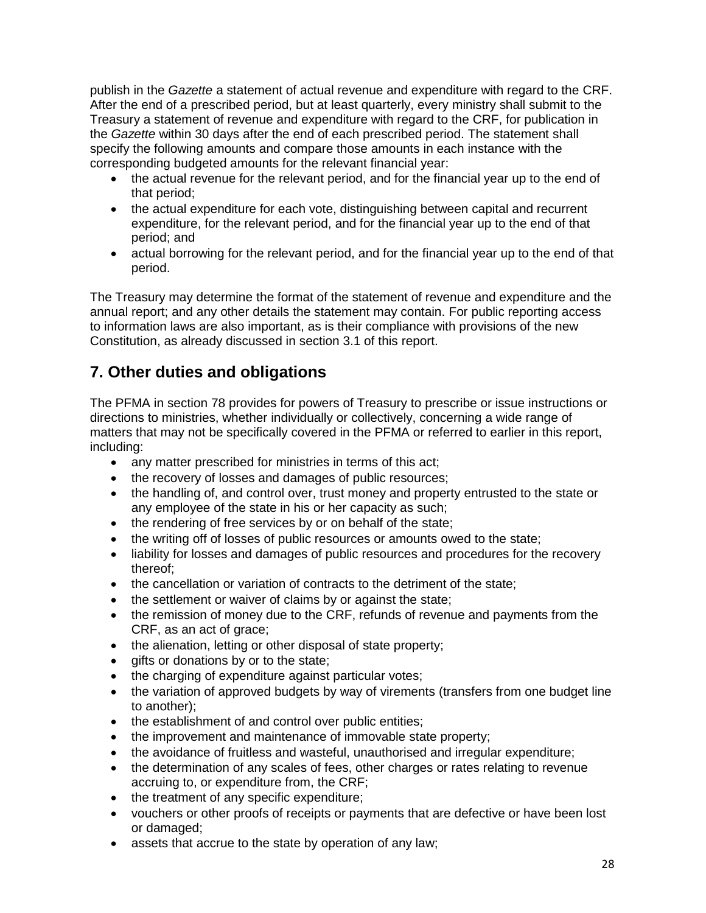publish in the *Gazette* a statement of actual revenue and expenditure with regard to the CRF. After the end of a prescribed period, but at least quarterly, every ministry shall submit to the Treasury a statement of revenue and expenditure with regard to the CRF, for publication in the *Gazette* within 30 days after the end of each prescribed period. The statement shall specify the following amounts and compare those amounts in each instance with the corresponding budgeted amounts for the relevant financial year:

- the actual revenue for the relevant period, and for the financial year up to the end of that period;
- the actual expenditure for each vote, distinguishing between capital and recurrent expenditure, for the relevant period, and for the financial year up to the end of that period; and
- actual borrowing for the relevant period, and for the financial year up to the end of that period.

The Treasury may determine the format of the statement of revenue and expenditure and the annual report; and any other details the statement may contain. For public reporting access to information laws are also important, as is their compliance with provisions of the new Constitution, as already discussed in section 3.1 of this report.

## 7. Other duties and obligations

The PFMA in section 78 provides for powers of Treasury to prescribe or issue instructions or directions to ministries, whether individually or collectively, concerning a wide range of matters that may not be specifically covered in the PFMA or referred to earlier in this report, including:

- any matter prescribed for ministries in terms of this act;
- the recovery of losses and damages of public resources;
- the handling of, and control over, trust money and property entrusted to the state or any employee of the state in his or her capacity as such;
- the rendering of free services by or on behalf of the state;
- the writing off of losses of public resources or amounts owed to the state;
- liability for losses and damages of public resources and procedures for the recovery thereof;
- the cancellation or variation of contracts to the detriment of the state;
- the settlement or waiver of claims by or against the state;
- the remission of money due to the CRF, refunds of revenue and payments from the CRF, as an act of grace;
- the alienation, letting or other disposal of state property;
- gifts or donations by or to the state;
- the charging of expenditure against particular votes;
- the variation of approved budgets by way of virements (transfers from one budget line to another);
- the establishment of and control over public entities;
- the improvement and maintenance of immovable state property;
- the avoidance of fruitless and wasteful, unauthorised and irregular expenditure;
- the determination of any scales of fees, other charges or rates relating to revenue accruing to, or expenditure from, the CRF;
- the treatment of any specific expenditure;
- vouchers or other proofs of receipts or payments that are defective or have been lost or damaged;
- assets that accrue to the state by operation of any law;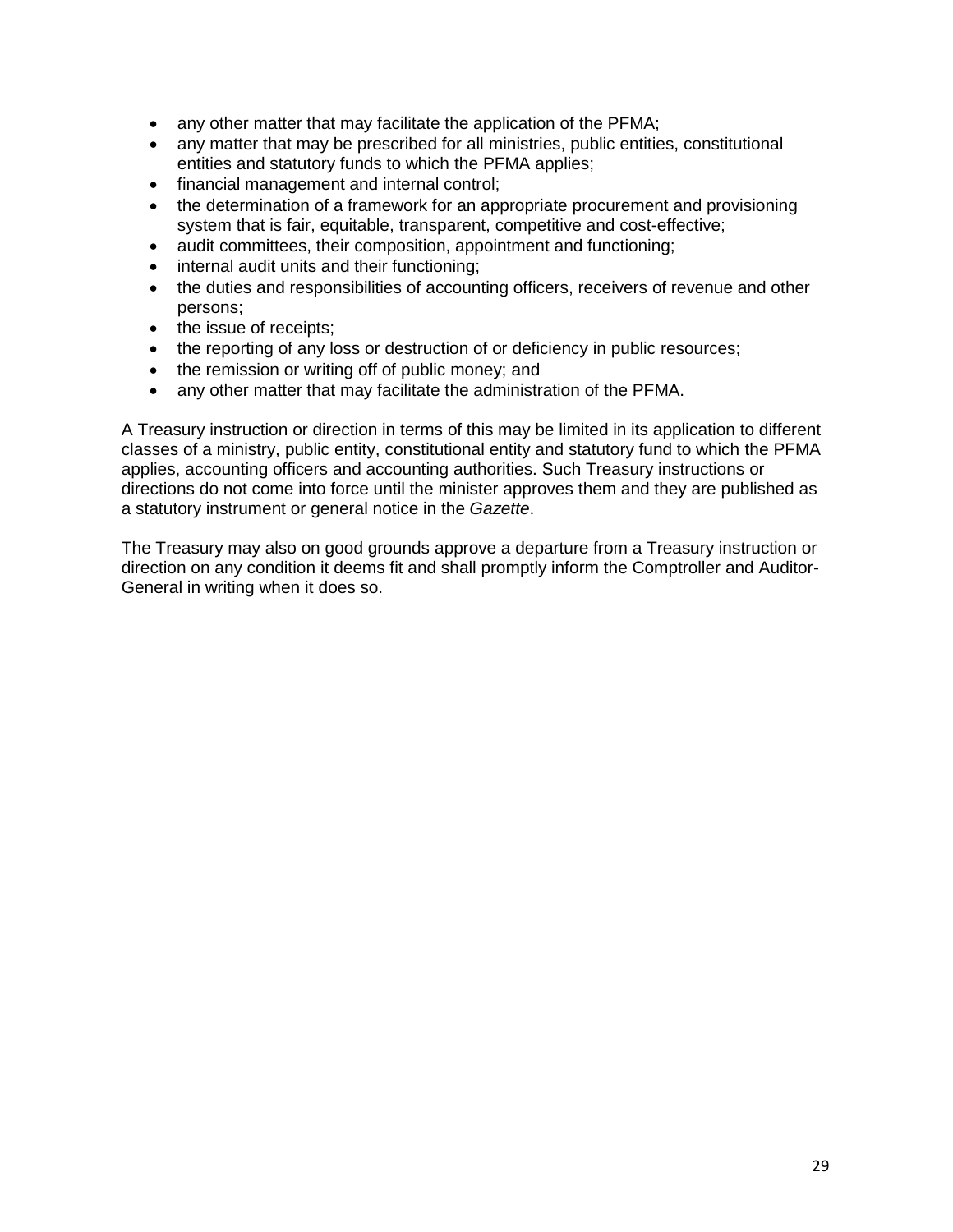- any other matter that may facilitate the application of the PFMA;
- any matter that may be prescribed for all ministries, public entities, constitutional entities and statutory funds to which the PFMA applies;
- financial management and internal control;
- the determination of a framework for an appropriate procurement and provisioning system that is fair, equitable, transparent, competitive and cost-effective;
- audit committees, their composition, appointment and functioning;
- internal audit units and their functioning;
- the duties and responsibilities of accounting officers, receivers of revenue and other persons;
- the issue of receipts;
- the reporting of any loss or destruction of or deficiency in public resources;
- the remission or writing off of public money; and
- any other matter that may facilitate the administration of the PFMA.

A Treasury instruction or direction in terms of this may be limited in its application to different classes of a ministry, public entity, constitutional entity and statutory fund to which the PFMA applies, accounting officers and accounting authorities. Such Treasury instructions or directions do not come into force until the minister approves them and they are published as a statutory instrument or general notice in the *Gazette*.

The Treasury may also on good grounds approve a departure from a Treasury instruction or direction on any condition it deems fit and shall promptly inform the Comptroller and Auditor-General in writing when it does so.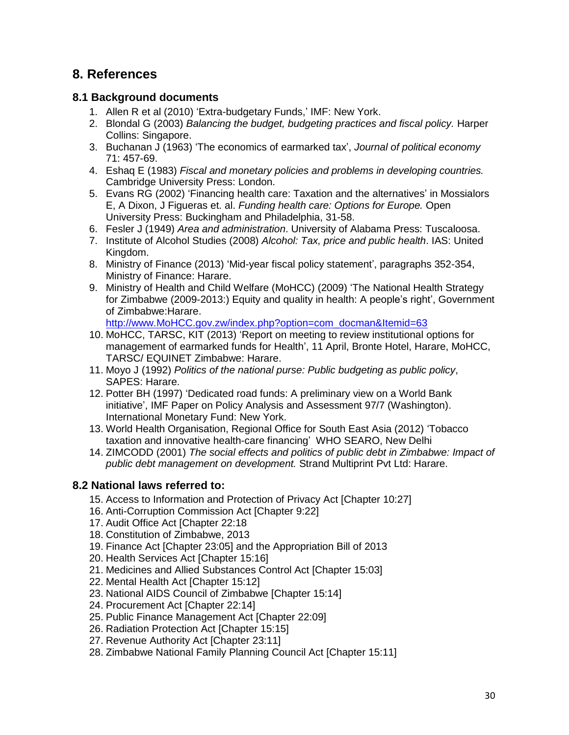# 8. References

## 8.1 Background documents

1. Allen R et al (2010) 'Extra-budgetary Funds,' IMF: New York.
2. Blondal G (2003) *Balancing the budget, budgeting practices and fiscal policy.* Harper Collins: Singapore.
3. Buchanan J (1963) 'The economics of earmarked tax', *Journal of political economy* 71: 457-69.
4. Eshaq E (1983) *Fiscal and monetary policies and problems in developing countries.* Cambridge University Press: London.
5. Evans RG (2002) 'Financing health care: Taxation and the alternatives' in Mossialors E, A Dixon, J Figueras et. al. *Funding health care: Options for Europe.* Open University Press: Buckingham and Philadelphia, 31-58.
6. Fesler J (1949) *Area and administration*. University of Alabama Press: Tuscaloosa.
7. Institute of Alcohol Studies (2008) *Alcohol: Tax, price and public health*. IAS: United Kingdom.
8. Ministry of Finance (2013) 'Mid-year fiscal policy statement', paragraphs 352-354, Ministry of Finance: Harare.
9. Ministry of Health and Child Welfare (MoHCC) (2009) 'The National Health Strategy for Zimbabwe (2009-2013:) Equity and quality in health: A people's right', Government of Zimbabwe:Harare. http://www.MoHCC.gov.zw/index.php?option=com_docman&Itemid=63
10. MoHCC, TARSC, KIT (2013) 'Report on meeting to review institutional options for management of earmarked funds for Health', 11 April, Bronte Hotel, Harare, MoHCC, TARSC/ EQUINET Zimbabwe: Harare.
11. Moyo J (1992) *Politics of the national purse: Public budgeting as public policy*, SAPES: Harare.
12. Potter BH (1997) 'Dedicated road funds: A preliminary view on a World Bank initiative', IMF Paper on Policy Analysis and Assessment 97/7 (Washington). International Monetary Fund: New York.
13. World Health Organisation, Regional Office for South East Asia (2012) 'Tobacco taxation and innovative health-care financing' WHO SEARO, New Delhi
14. ZIMCODD (2001) *The social effects and politics of public debt in Zimbabwe: Impact of public debt management on development.* Strand Multiprint Pvt Ltd: Harare.

## 8.2 National laws referred to:

15. Access to Information and Protection of Privacy Act [Chapter 10:27]
16. Anti-Corruption Commission Act [Chapter 9:22]
17. Audit Office Act [Chapter 22:18
18. Constitution of Zimbabwe, 2013
19. Finance Act [Chapter 23:05] and the Appropriation Bill of 2013
20. Health Services Act [Chapter 15:16]
21. Medicines and Allied Substances Control Act [Chapter 15:03]
22. Mental Health Act [Chapter 15:12]
23. National AIDS Council of Zimbabwe [Chapter 15:14]
24. Procurement Act [Chapter 22:14]
25. Public Finance Management Act [Chapter 22:09]
26. Radiation Protection Act [Chapter 15:15]
27. Revenue Authority Act [Chapter 23:11]
28. Zimbabwe National Family Planning Council Act [Chapter 15:11]